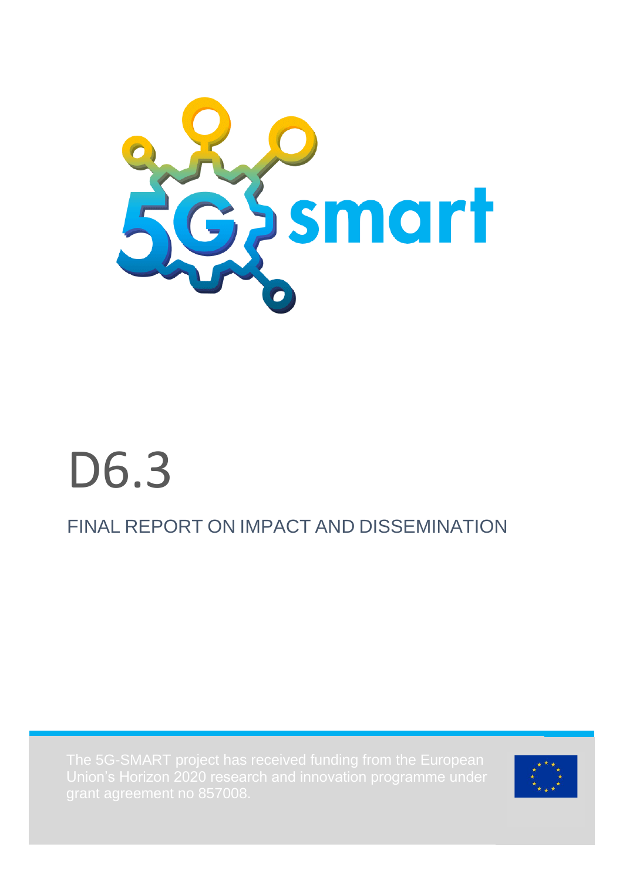# D6.3

## FINAL REPORT ON IMPACT AND DISSEMINATION

The 5G-SMART project has received funding from the European Union's Horizon 2020 research and innovation programme under grant agreement no 857008.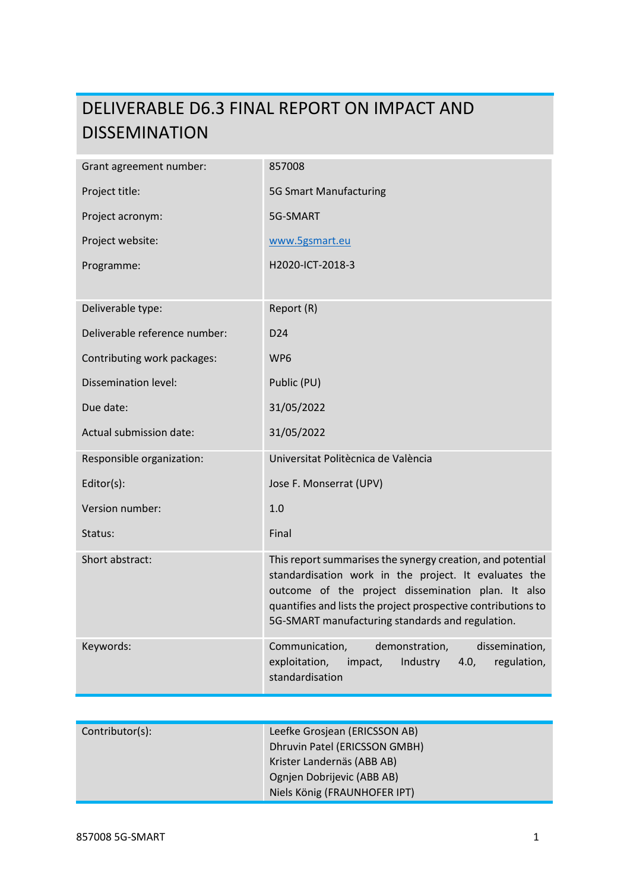# DELIVERABLE D6.3 FINAL REPORT ON IMPACT AND DISSEMINATION

| | |
|---|---|
| Grant agreement number: | 857008 |
| Project title: | 5G Smart Manufacturing |
| Project acronym: | 5G-SMART |
| Project website: | www.5gsmart.eu |
| Programme: | H2020-ICT-2018-3 |
| Deliverable type: | Report (R) |
| Deliverable reference number: | D24 |
| Contributing work packages: | WP6 |
| Dissemination level: | Public (PU) |
| Due date: | 31/05/2022 |
| Actual submission date: | 31/05/2022 |
| Responsible organization: | Universitat Politècnica de València |
| Editor(s): | Jose F. Monserrat (UPV) |
| Version number: | 1.0 |
| Status: | Final |
| Short abstract: | This report summarises the synergy creation, and potential standardisation work in the project. It evaluates the outcome of the project dissemination plan. It also quantifies and lists the project prospective contributions to 5G-SMART manufacturing standards and regulation. |
| Keywords: | Communication, demonstration, dissemination, exploitation, impact, Industry 4.0, regulation, standardisation |

| | |
|---|---|
| Contributor(s): | Leefke Grosjean (ERICSSON AB)<br>Dhruvin Patel (ERICSSON GMBH)<br>Krister Landernäs (ABB AB)<br>Ognjen Dobrijevic (ABB AB)<br>Niels König (FRAUNHOFER IPT) |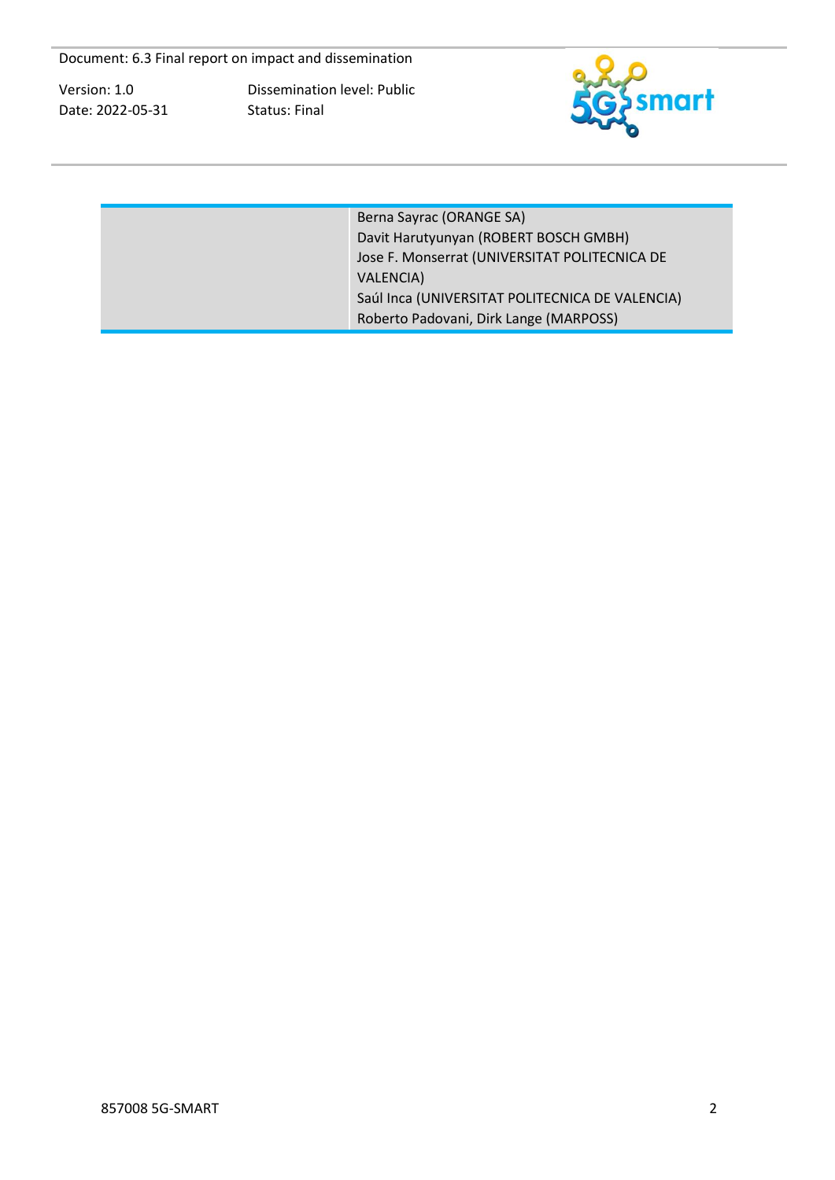| | |
|---|---|
| | Berna Sayrac (ORANGE SA)<br>Davit Harutyunyan (ROBERT BOSCH GMBH)<br>Jose F. Monserrat (UNIVERSITAT POLITECNICA DE VALENCIA)<br>Saúl Inca (UNIVERSITAT POLITECNICA DE VALENCIA)<br>Roberto Padovani, Dirk Lange (MARPOSS) |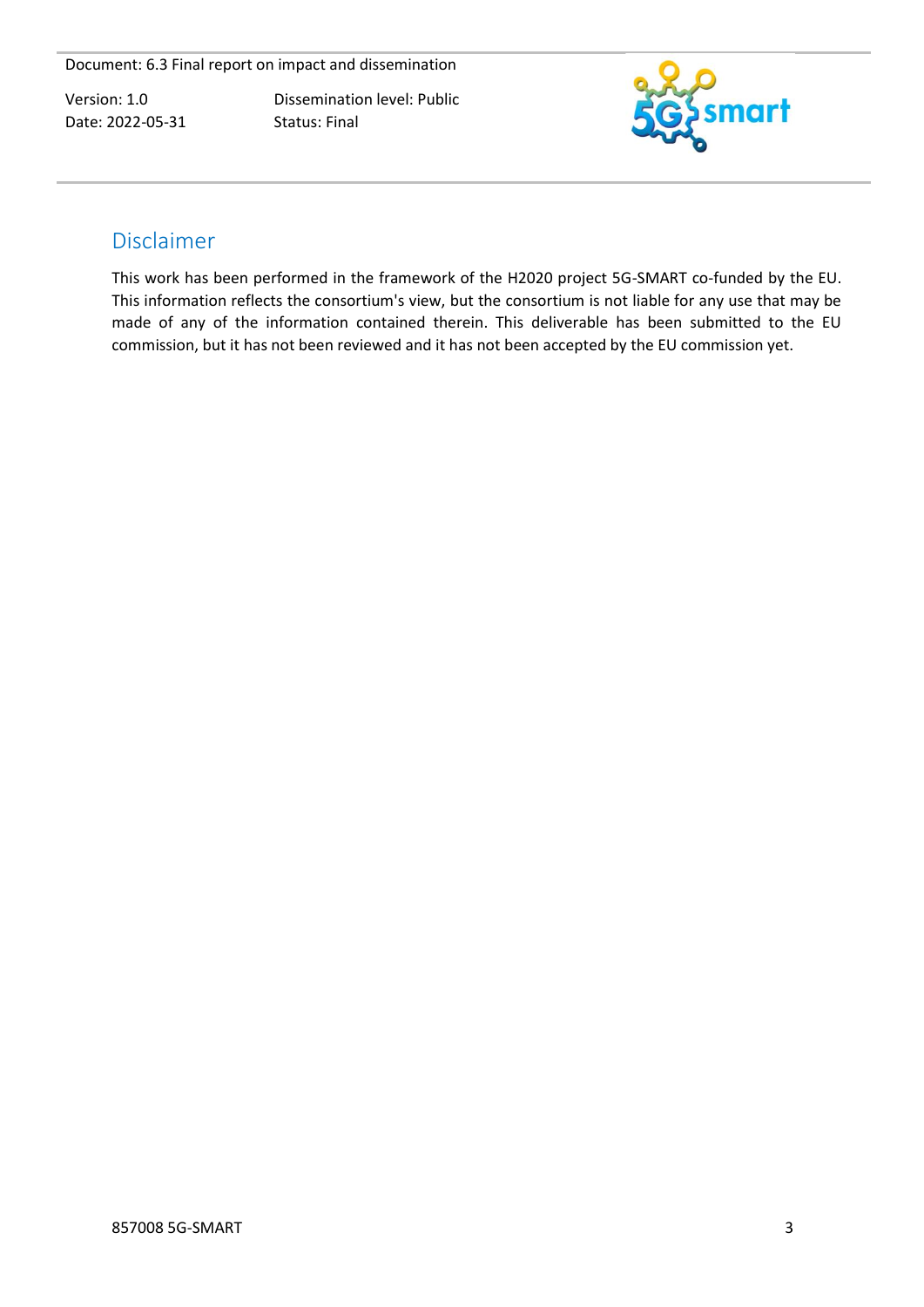# Disclaimer

This work has been performed in the framework of the H2020 project 5G-SMART co-funded by the EU. This information reflects the consortium's view, but the consortium is not liable for any use that may be made of any of the information contained therein. This deliverable has been submitted to the EU commission, but it has not been reviewed and it has not been accepted by the EU commission yet.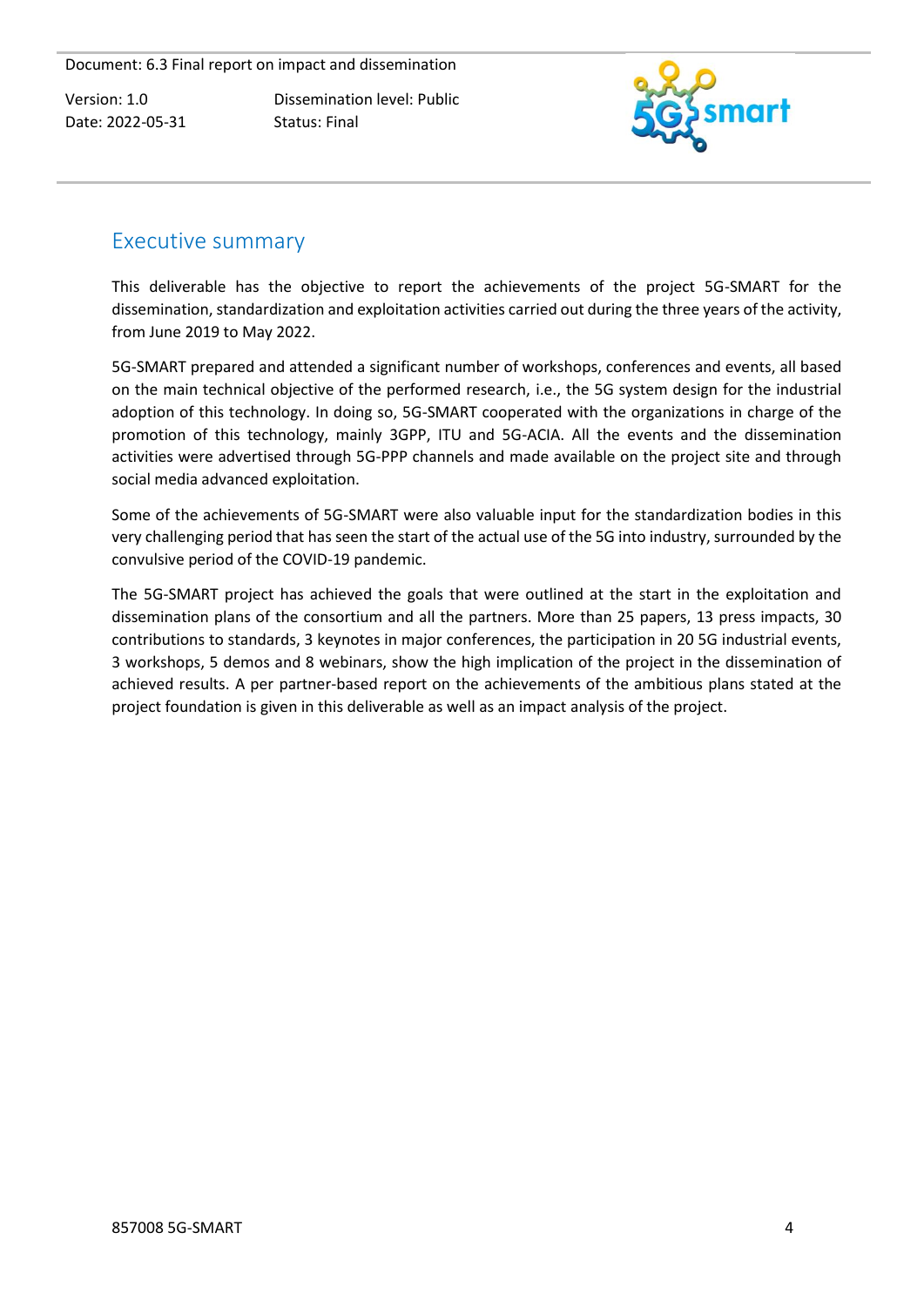# Executive summary

This deliverable has the objective to report the achievements of the project 5G-SMART for the dissemination, standardization and exploitation activities carried out during the three years of the activity, from June 2019 to May 2022.

5G-SMART prepared and attended a significant number of workshops, conferences and events, all based on the main technical objective of the performed research, i.e., the 5G system design for the industrial adoption of this technology. In doing so, 5G-SMART cooperated with the organizations in charge of the promotion of this technology, mainly 3GPP, ITU and 5G-ACIA. All the events and the dissemination activities were advertised through 5G-PPP channels and made available on the project site and through social media advanced exploitation.

Some of the achievements of 5G-SMART were also valuable input for the standardization bodies in this very challenging period that has seen the start of the actual use of the 5G into industry, surrounded by the convulsive period of the COVID-19 pandemic.

The 5G-SMART project has achieved the goals that were outlined at the start in the exploitation and dissemination plans of the consortium and all the partners. More than 25 papers, 13 press impacts, 30 contributions to standards, 3 keynotes in major conferences, the participation in 20 5G industrial events, 3 workshops, 5 demos and 8 webinars, show the high implication of the project in the dissemination of achieved results. A per partner-based report on the achievements of the ambitious plans stated at the project foundation is given in this deliverable as well as an impact analysis of the project.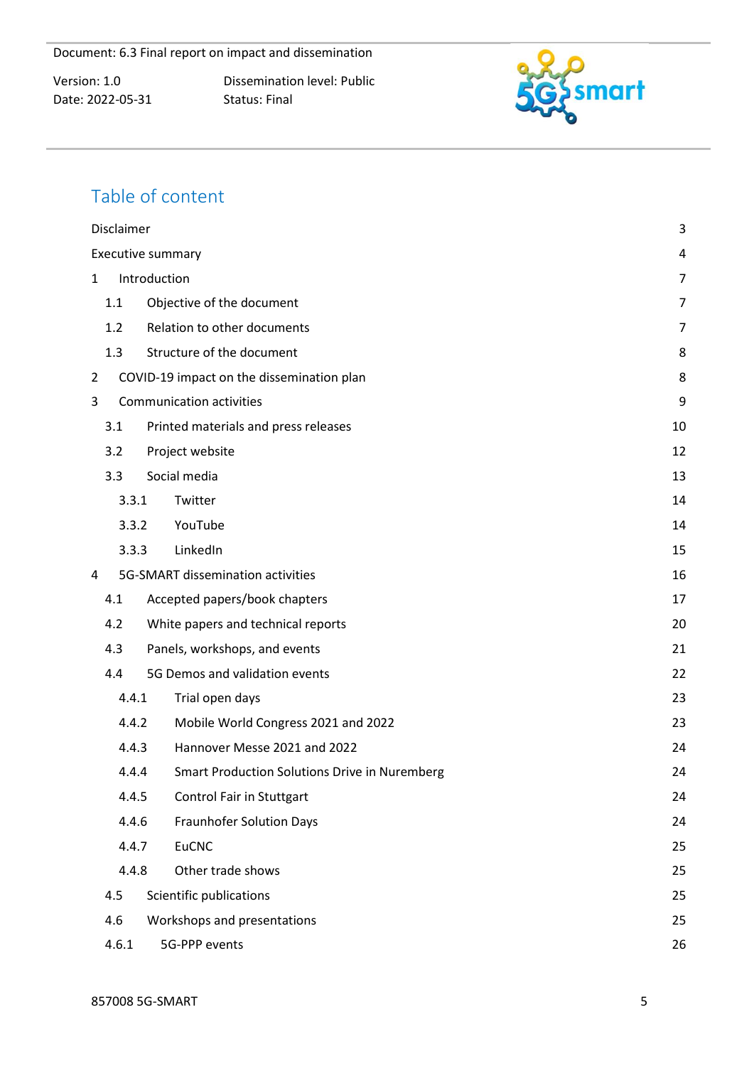## Table of content

Disclaimer 3

Executive summary 4

1 Introduction 7

- 1.1 Objective of the document 7
- 1.2 Relation to other documents 7
- 1.3 Structure of the document 8

2 COVID-19 impact on the dissemination plan 8

3 Communication activities 9

- 3.1 Printed materials and press releases 10
- 3.2 Project website 12
- 3.3 Social media 13
  - 3.3.1 Twitter 14
  - 3.3.2 YouTube 14
  - 3.3.3 LinkedIn 15

4 5G-SMART dissemination activities 16

- 4.1 Accepted papers/book chapters 17
- 4.2 White papers and technical reports 20
- 4.3 Panels, workshops, and events 21
- 4.4 5G Demos and validation events 22
  - 4.4.1 Trial open days 23
  - 4.4.2 Mobile World Congress 2021 and 2022 23
  - 4.4.3 Hannover Messe 2021 and 2022 24
  - 4.4.4 Smart Production Solutions Drive in Nuremberg 24
  - 4.4.5 Control Fair in Stuttgart 24
  - 4.4.6 Fraunhofer Solution Days 24
  - 4.4.7 EuCNC 25
  - 4.4.8 Other trade shows 25
- 4.5 Scientific publications 25
- 4.6 Workshops and presentations 25
- 4.6.1 5G-PPP events 26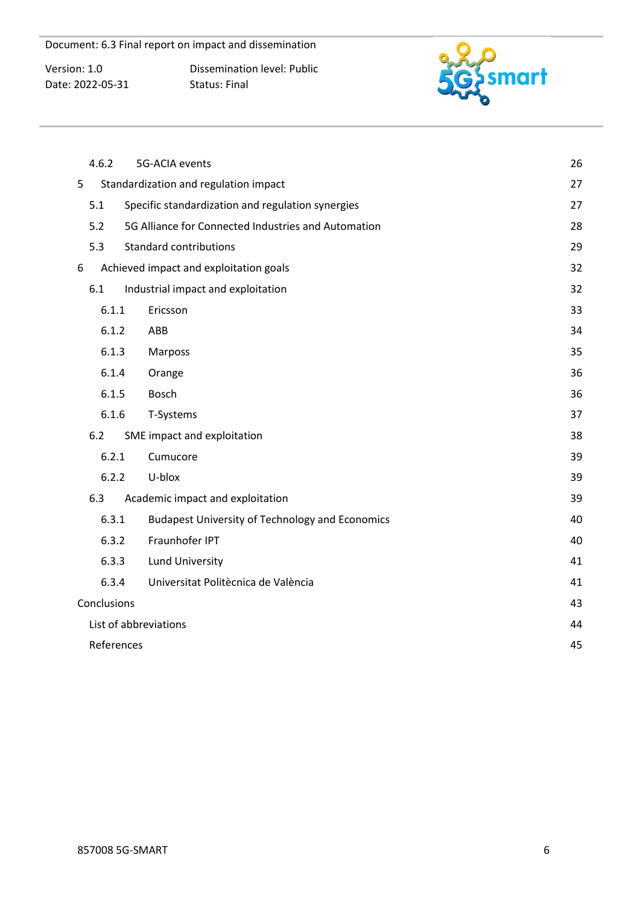| | | |
|---|---|---|
| 4.6.2 | 5G-ACIA events | 26 |
| 5 | Standardization and regulation impact | 27 |
| 5.1 | Specific standardization and regulation synergies | 27 |
| 5.2 | 5G Alliance for Connected Industries and Automation | 28 |
| 5.3 | Standard contributions | 29 |
| 6 | Achieved impact and exploitation goals | 32 |
| 6.1 | Industrial impact and exploitation | 32 |
| 6.1.1 | Ericsson | 33 |
| 6.1.2 | ABB | 34 |
| 6.1.3 | Marposs | 35 |
| 6.1.4 | Orange | 36 |
| 6.1.5 | Bosch | 36 |
| 6.1.6 | T-Systems | 37 |
| 6.2 | SME impact and exploitation | 38 |
| 6.2.1 | Cumucore | 39 |
| 6.2.2 | U-blox | 39 |
| 6.3 | Academic impact and exploitation | 39 |
| 6.3.1 | Budapest University of Technology and Economics | 40 |
| 6.3.2 | Fraunhofer IPT | 40 |
| 6.3.3 | Lund University | 41 |
| 6.3.4 | Universitat Politècnica de València | 41 |
| | Conclusions | 43 |
| | List of abbreviations | 44 |
| | References | 45 |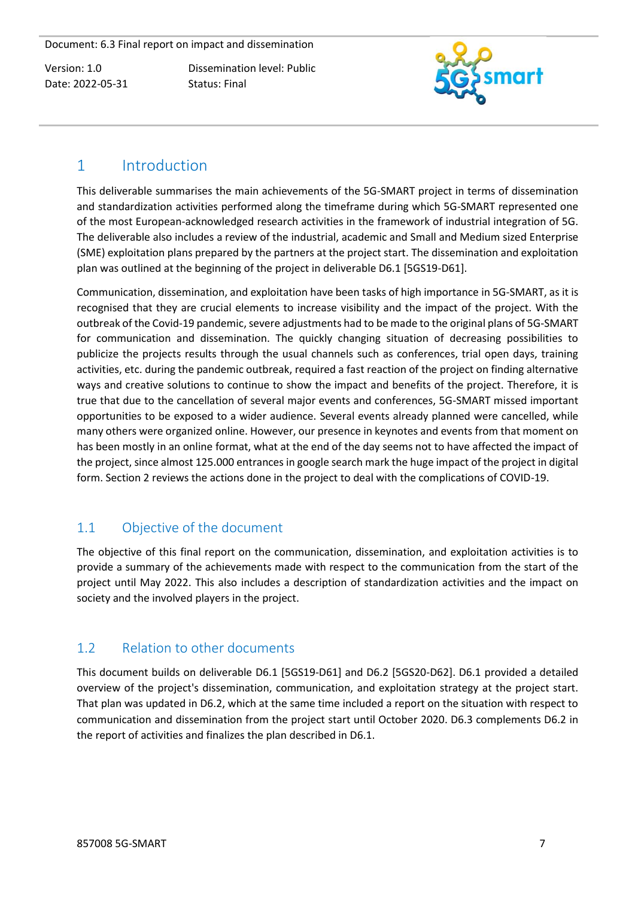# 1 Introduction

This deliverable summarises the main achievements of the 5G-SMART project in terms of dissemination and standardization activities performed along the timeframe during which 5G-SMART represented one of the most European-acknowledged research activities in the framework of industrial integration of 5G. The deliverable also includes a review of the industrial, academic and Small and Medium sized Enterprise (SME) exploitation plans prepared by the partners at the project start. The dissemination and exploitation plan was outlined at the beginning of the project in deliverable D6.1 [5GS19-D61].

Communication, dissemination, and exploitation have been tasks of high importance in 5G-SMART, as it is recognised that they are crucial elements to increase visibility and the impact of the project. With the outbreak of the Covid-19 pandemic, severe adjustments had to be made to the original plans of 5G-SMART for communication and dissemination. The quickly changing situation of decreasing possibilities to publicize the projects results through the usual channels such as conferences, trial open days, training activities, etc. during the pandemic outbreak, required a fast reaction of the project on finding alternative ways and creative solutions to continue to show the impact and benefits of the project. Therefore, it is true that due to the cancellation of several major events and conferences, 5G-SMART missed important opportunities to be exposed to a wider audience. Several events already planned were cancelled, while many others were organized online. However, our presence in keynotes and events from that moment on has been mostly in an online format, what at the end of the day seems not to have affected the impact of the project, since almost 125.000 entrances in google search mark the huge impact of the project in digital form. Section 2 reviews the actions done in the project to deal with the complications of COVID-19.

## 1.1 Objective of the document

The objective of this final report on the communication, dissemination, and exploitation activities is to provide a summary of the achievements made with respect to the communication from the start of the project until May 2022. This also includes a description of standardization activities and the impact on society and the involved players in the project.

## 1.2 Relation to other documents

This document builds on deliverable D6.1 [5GS19-D61] and D6.2 [5GS20-D62]. D6.1 provided a detailed overview of the project's dissemination, communication, and exploitation strategy at the project start. That plan was updated in D6.2, which at the same time included a report on the situation with respect to communication and dissemination from the project start until October 2020. D6.3 complements D6.2 in the report of activities and finalizes the plan described in D6.1.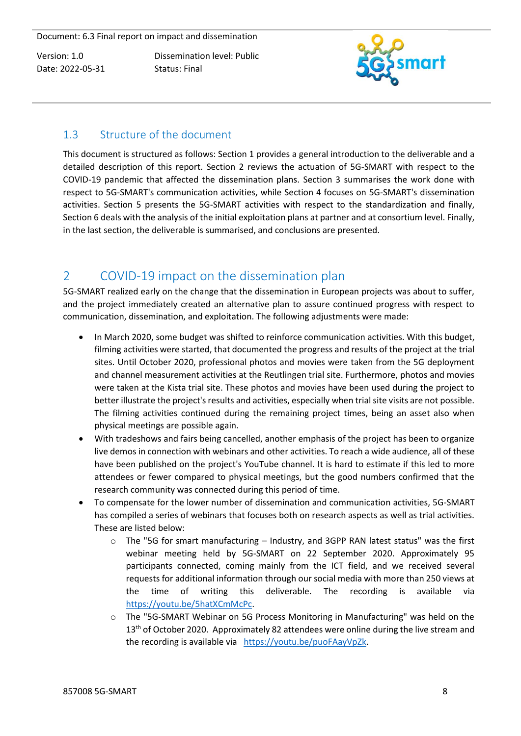## 1.3 Structure of the document

This document is structured as follows: Section 1 provides a general introduction to the deliverable and a detailed description of this report. Section 2 reviews the actuation of 5G-SMART with respect to the COVID-19 pandemic that affected the dissemination plans. Section 3 summarises the work done with respect to 5G-SMART's communication activities, while Section 4 focuses on 5G-SMART's dissemination activities. Section 5 presents the 5G-SMART activities with respect to the standardization and finally, Section 6 deals with the analysis of the initial exploitation plans at partner and at consortium level. Finally, in the last section, the deliverable is summarised, and conclusions are presented.

# 2 COVID-19 impact on the dissemination plan

5G-SMART realized early on the change that the dissemination in European projects was about to suffer, and the project immediately created an alternative plan to assure continued progress with respect to communication, dissemination, and exploitation. The following adjustments were made:

- In March 2020, some budget was shifted to reinforce communication activities. With this budget, filming activities were started, that documented the progress and results of the project at the trial sites. Until October 2020, professional photos and movies were taken from the 5G deployment and channel measurement activities at the Reutlingen trial site. Furthermore, photos and movies were taken at the Kista trial site. These photos and movies have been used during the project to better illustrate the project's results and activities, especially when trial site visits are not possible. The filming activities continued during the remaining project times, being an asset also when physical meetings are possible again.
- With tradeshows and fairs being cancelled, another emphasis of the project has been to organize live demos in connection with webinars and other activities. To reach a wide audience, all of these have been published on the project's YouTube channel. It is hard to estimate if this led to more attendees or fewer compared to physical meetings, but the good numbers confirmed that the research community was connected during this period of time.
- To compensate for the lower number of dissemination and communication activities, 5G-SMART has compiled a series of webinars that focuses both on research aspects as well as trial activities. These are listed below:
  - The "5G for smart manufacturing – Industry, and 3GPP RAN latest status" was the first webinar meeting held by 5G-SMART on 22 September 2020. Approximately 95 participants connected, coming mainly from the ICT field, and we received several requests for additional information through our social media with more than 250 views at the time of writing this deliverable. The recording is available via https://youtu.be/5hatXCmMcPc.
  - The "5G-SMART Webinar on 5G Process Monitoring in Manufacturing" was held on the 13th of October 2020. Approximately 82 attendees were online during the live stream and the recording is available via https://youtu.be/puoFAayVpZk.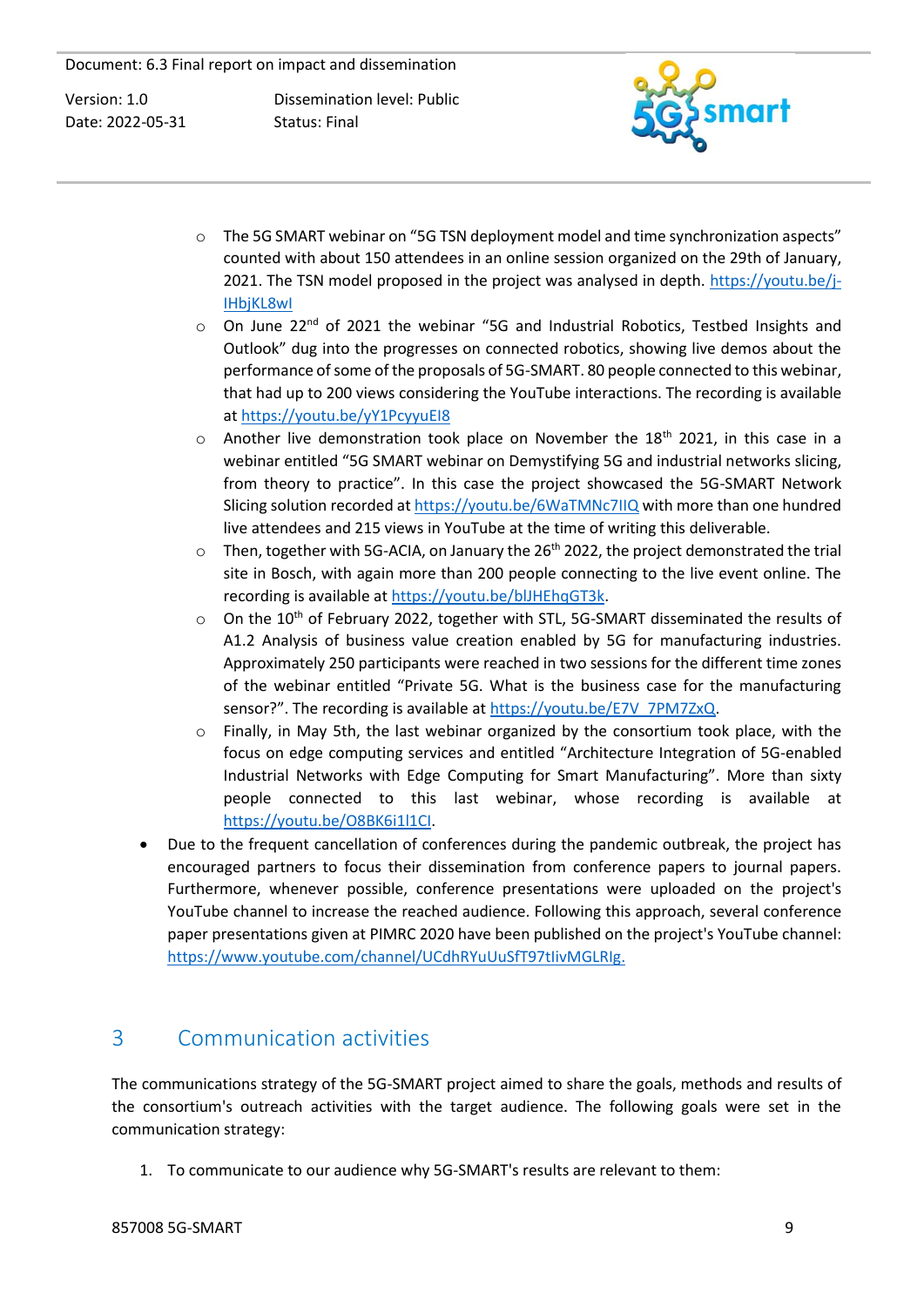- The 5G SMART webinar on "5G TSN deployment model and time synchronization aspects" counted with about 150 attendees in an online session organized on the 29th of January, 2021. The TSN model proposed in the project was analysed in depth. https://youtu.be/j-IHbjKL8wI
  - On June 22nd of 2021 the webinar "5G and Industrial Robotics, Testbed Insights and Outlook" dug into the progresses on connected robotics, showing live demos about the performance of some of the proposals of 5G-SMART. 80 people connected to this webinar, that had up to 200 views considering the YouTube interactions. The recording is available at https://youtu.be/yY1PcyyuEI8
  - Another live demonstration took place on November the 18th 2021, in this case in a webinar entitled "5G SMART webinar on Demystifying 5G and industrial networks slicing, from theory to practice". In this case the project showcased the 5G-SMART Network Slicing solution recorded at https://youtu.be/6WaTMNc7IIQ with more than one hundred live attendees and 215 views in YouTube at the time of writing this deliverable.
  - Then, together with 5G-ACIA, on January the 26th 2022, the project demonstrated the trial site in Bosch, with again more than 200 people connecting to the live event online. The recording is available at https://youtu.be/blJHEhqGT3k.
  - On the 10th of February 2022, together with STL, 5G-SMART disseminated the results of A1.2 Analysis of business value creation enabled by 5G for manufacturing industries. Approximately 250 participants were reached in two sessions for the different time zones of the webinar entitled "Private 5G. What is the business case for the manufacturing sensor?". The recording is available at https://youtu.be/E7V_7PM7ZxQ.
  - Finally, in May 5th, the last webinar organized by the consortium took place, with the focus on edge computing services and entitled "Architecture Integration of 5G-enabled Industrial Networks with Edge Computing for Smart Manufacturing". More than sixty people connected to this last webinar, whose recording is available at https://youtu.be/O8BK6i1l1CI.
- Due to the frequent cancellation of conferences during the pandemic outbreak, the project has encouraged partners to focus their dissemination from conference papers to journal papers. Furthermore, whenever possible, conference presentations were uploaded on the project's YouTube channel to increase the reached audience. Following this approach, several conference paper presentations given at PIMRC 2020 have been published on the project's YouTube channel: https://www.youtube.com/channel/UCdhRYuUuSfT97tIivMGLRIg.

# 3 Communication activities

The communications strategy of the 5G-SMART project aimed to share the goals, methods and results of the consortium's outreach activities with the target audience. The following goals were set in the communication strategy:

1. To communicate to our audience why 5G-SMART's results are relevant to them: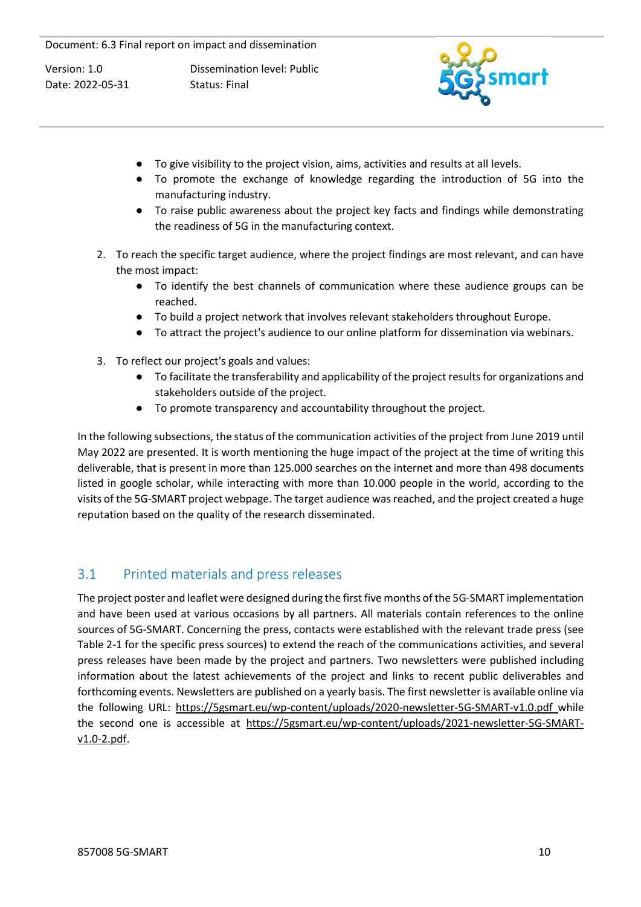- To give visibility to the project vision, aims, activities and results at all levels.
- To promote the exchange of knowledge regarding the introduction of 5G into the manufacturing industry.
- To raise public awareness about the project key facts and findings while demonstrating the readiness of 5G in the manufacturing context.

2. To reach the specific target audience, where the project findings are most relevant, and can have the most impact:
    - To identify the best channels of communication where these audience groups can be reached.
    - To build a project network that involves relevant stakeholders throughout Europe.
    - To attract the project's audience to our online platform for dissemination via webinars.

3. To reflect our project's goals and values:
    - To facilitate the transferability and applicability of the project results for organizations and stakeholders outside of the project.
    - To promote transparency and accountability throughout the project.

In the following subsections, the status of the communication activities of the project from June 2019 until May 2022 are presented. It is worth mentioning the huge impact of the project at the time of writing this deliverable, that is present in more than 125.000 searches on the internet and more than 498 documents listed in google scholar, while interacting with more than 10.000 people in the world, according to the visits of the 5G-SMART project webpage. The target audience was reached, and the project created a huge reputation based on the quality of the research disseminated.

## 3.1 Printed materials and press releases

The project poster and leaflet were designed during the first five months of the 5G-SMART implementation and have been used at various occasions by all partners. All materials contain references to the online sources of 5G-SMART. Concerning the press, contacts were established with the relevant trade press (see Table 2-1 for the specific press sources) to extend the reach of the communications activities, and several press releases have been made by the project and partners. Two newsletters were published including information about the latest achievements of the project and links to recent public deliverables and forthcoming events. Newsletters are published on a yearly basis. The first newsletter is available online via the following URL: https://5gsmart.eu/wp-content/uploads/2020-newsletter-5G-SMART-v1.0.pdf while the second one is accessible at https://5gsmart.eu/wp-content/uploads/2021-newsletter-5G-SMART-v1.0-2.pdf.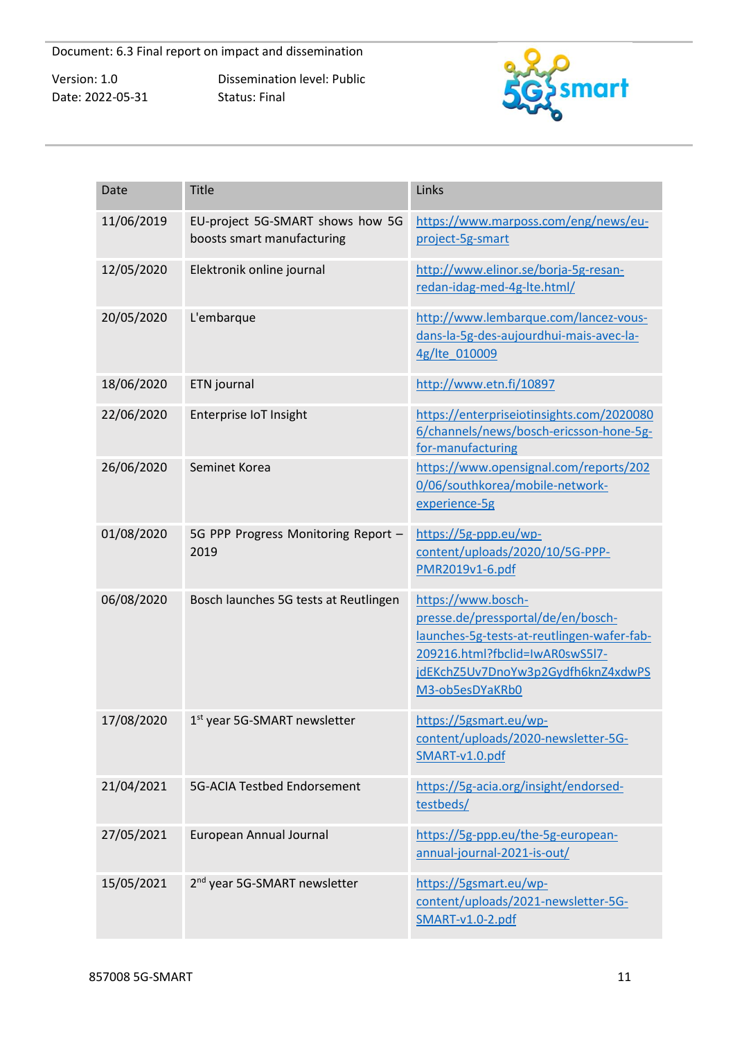| Date | Title | Links |
|---|---|---|
| 11/06/2019 | EU-project 5G-SMART shows how 5G boosts smart manufacturing | https://www.marposs.com/eng/news/eu-project-5g-smart |
| 12/05/2020 | Elektronik online journal | http://www.elinor.se/borja-5g-resan-redan-idag-med-4g-lte.html/ |
| 20/05/2020 | L'embarque | http://www.lembarque.com/lancez-vous-dans-la-5g-des-aujourdhui-mais-avec-la-4g/lte_010009 |
| 18/06/2020 | ETN journal | http://www.etn.fi/10897 |
| 22/06/2020 | Enterprise IoT Insight | https://enterpriseiotinsights.com/20200806/channels/news/bosch-ericsson-hone-5g-for-manufacturing |
| 26/06/2020 | Seminet Korea | https://www.opensignal.com/reports/2020/06/southkorea/mobile-network-experience-5g |
| 01/08/2020 | 5G PPP Progress Monitoring Report – 2019 | https://5g-ppp.eu/wp-content/uploads/2020/10/5G-PPP-PMR2019v1-6.pdf |
| 06/08/2020 | Bosch launches 5G tests at Reutlingen | https://www.bosch-presse.de/pressportal/de/en/bosch-launches-5g-tests-at-reutlingen-wafer-fab-209216.html?fbclid=IwAR0swS5l7-jdEKchZ5Uv7DnoYw3p2Gydfh6knZ4xdwPSM3-ob5esDYaKRb0 |
| 17/08/2020 | 1st year 5G-SMART newsletter | https://5gsmart.eu/wp-content/uploads/2020-newsletter-5G-SMART-v1.0.pdf |
| 21/04/2021 | 5G-ACIA Testbed Endorsement | https://5g-acia.org/insight/endorsed-testbeds/ |
| 27/05/2021 | European Annual Journal | https://5g-ppp.eu/the-5g-european-annual-journal-2021-is-out/ |
| 15/05/2021 | 2nd year 5G-SMART newsletter | https://5gsmart.eu/wp-content/uploads/2021-newsletter-5G-SMART-v1.0-2.pdf |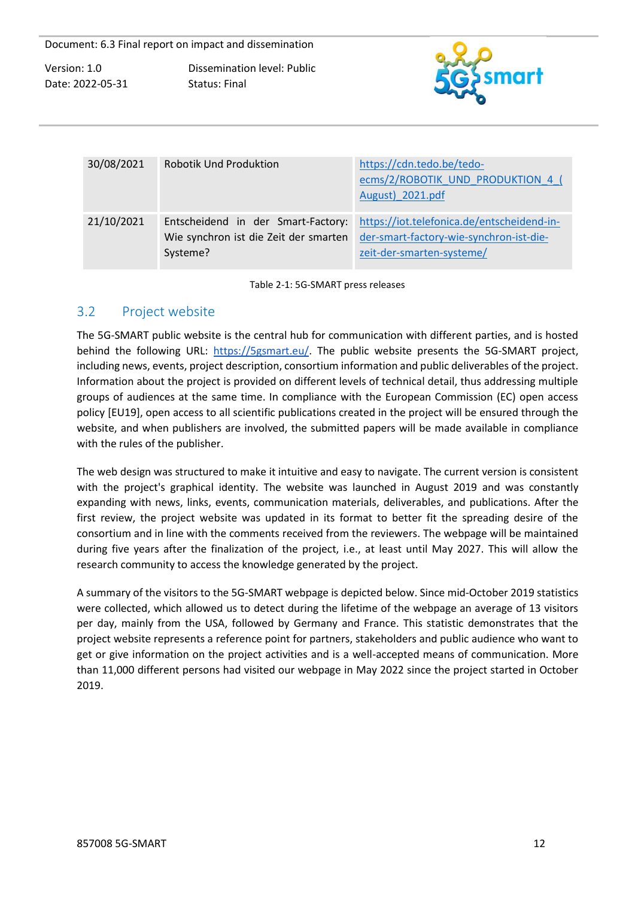| 30/08/2021 | Robotik Und Produktion | https://cdn.tedo.be/tedo-ecms/2/ROBOTIK_UND_PRODUKTION_4_(August)_2021.pdf |
| --- | --- | --- |
| 21/10/2021 | Entscheidend in der Smart-Factory: Wie synchron ist die Zeit der smarten Systeme? | https://iot.telefonica.de/entscheidend-in-der-smart-factory-wie-synchron-ist-die-zeit-der-smarten-systeme/ |

Table 2-1: 5G-SMART press releases

## 3.2 Project website

The 5G-SMART public website is the central hub for communication with different parties, and is hosted behind the following URL: https://5gsmart.eu/. The public website presents the 5G-SMART project, including news, events, project description, consortium information and public deliverables of the project. Information about the project is provided on different levels of technical detail, thus addressing multiple groups of audiences at the same time. In compliance with the European Commission (EC) open access policy [EU19], open access to all scientific publications created in the project will be ensured through the website, and when publishers are involved, the submitted papers will be made available in compliance with the rules of the publisher.

The web design was structured to make it intuitive and easy to navigate. The current version is consistent with the project's graphical identity. The website was launched in August 2019 and was constantly expanding with news, links, events, communication materials, deliverables, and publications. After the first review, the project website was updated in its format to better fit the spreading desire of the consortium and in line with the comments received from the reviewers. The webpage will be maintained during five years after the finalization of the project, i.e., at least until May 2027. This will allow the research community to access the knowledge generated by the project.

A summary of the visitors to the 5G-SMART webpage is depicted below. Since mid-October 2019 statistics were collected, which allowed us to detect during the lifetime of the webpage an average of 13 visitors per day, mainly from the USA, followed by Germany and France. This statistic demonstrates that the project website represents a reference point for partners, stakeholders and public audience who want to get or give information on the project activities and is a well-accepted means of communication. More than 11,000 different persons had visited our webpage in May 2022 since the project started in October 2019.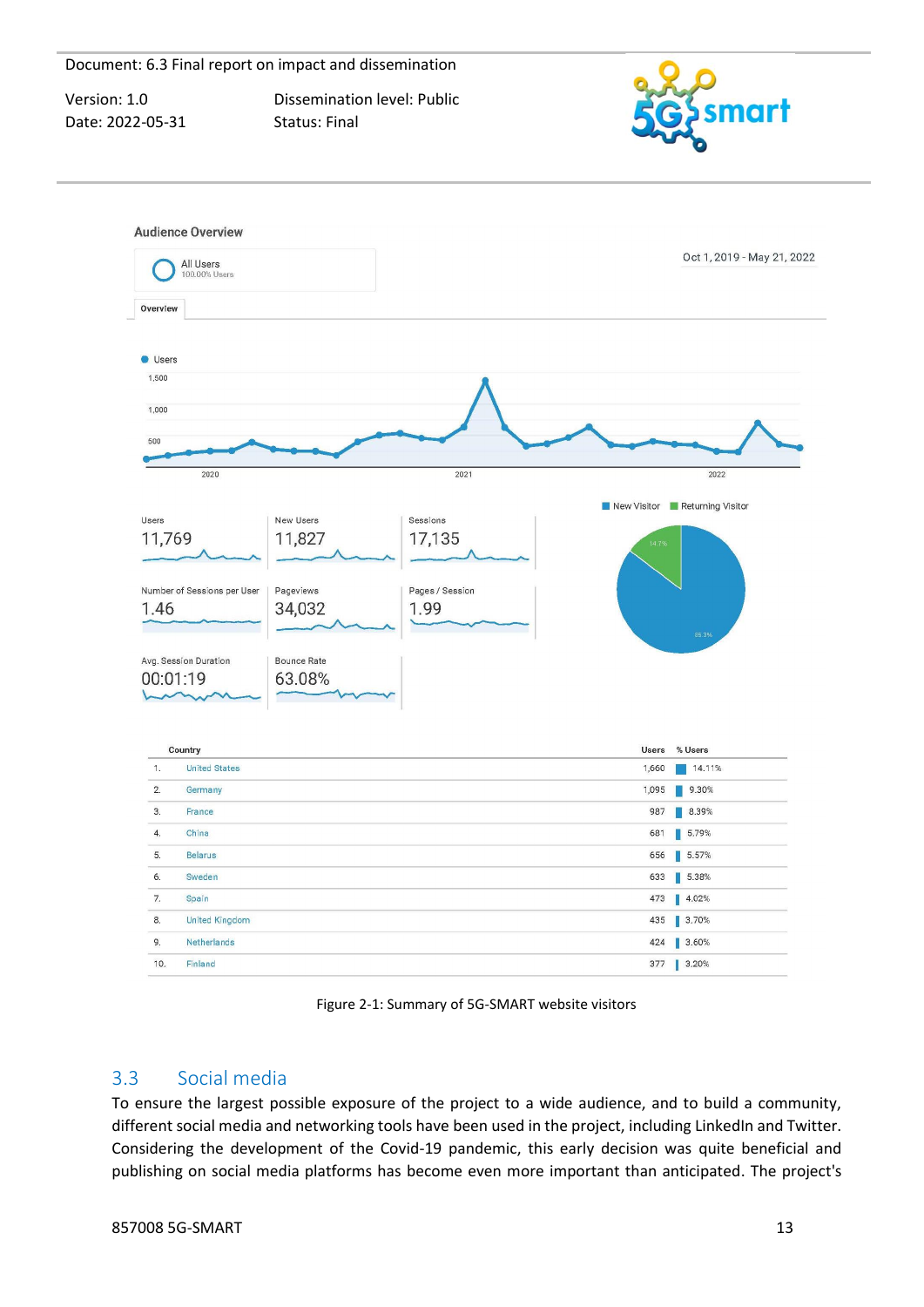Audience Overview

All Users
100.00% Users

Oct 1, 2019 - May 21, 2022

Overview

| Users | New Users | Sessions |
|---|---|---|
| 11,769 | 11,827 | 17,135 |

| Number of Sessions per User | Pageviews | Pages / Session |
|---|---|---|
| 1.46 | 34,032 | 1.99 |

| Avg. Session Duration | Bounce Rate |
|---|---|
| 00:01:19 | 63.08% |

New Visitor: 85.3% — Returning Visitor: 14.7%

| | Country | Users | % Users |
|---|---|---|---|
| 1. | United States | 1,660 | 14.11% |
| 2. | Germany | 1,095 | 9.30% |
| 3. | France | 987 | 8.39% |
| 4. | China | 681 | 5.79% |
| 5. | Belarus | 656 | 5.57% |
| 6. | Sweden | 633 | 5.38% |
| 7. | Spain | 473 | 4.02% |
| 8. | United Kingdom | 435 | 3.70% |
| 9. | Netherlands | 424 | 3.60% |
| 10. | Finland | 377 | 3.20% |

Figure 2-1: Summary of 5G-SMART website visitors

## 3.3 Social media

To ensure the largest possible exposure of the project to a wide audience, and to build a community, different social media and networking tools have been used in the project, including LinkedIn and Twitter. Considering the development of the Covid-19 pandemic, this early decision was quite beneficial and publishing on social media platforms has become even more important than anticipated. The project's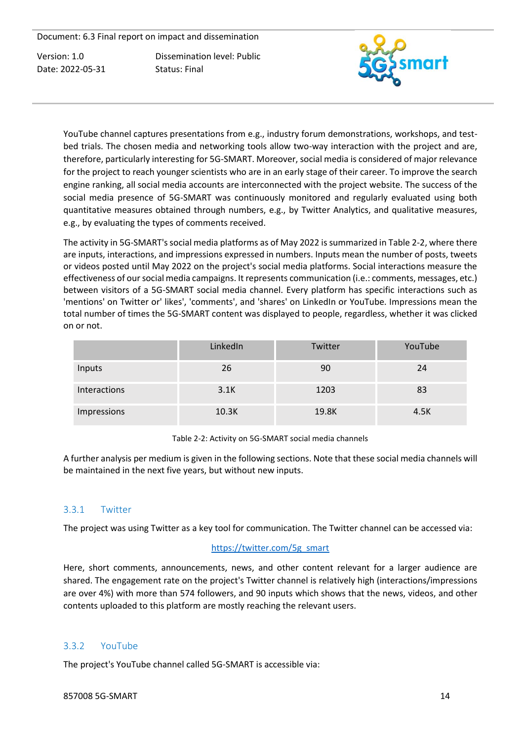YouTube channel captures presentations from e.g., industry forum demonstrations, workshops, and test-bed trials. The chosen media and networking tools allow two-way interaction with the project and are, therefore, particularly interesting for 5G-SMART. Moreover, social media is considered of major relevance for the project to reach younger scientists who are in an early stage of their career. To improve the search engine ranking, all social media accounts are interconnected with the project website. The success of the social media presence of 5G-SMART was continuously monitored and regularly evaluated using both quantitative measures obtained through numbers, e.g., by Twitter Analytics, and qualitative measures, e.g., by evaluating the types of comments received.

The activity in 5G-SMART's social media platforms as of May 2022 is summarized in Table 2-2, where there are inputs, interactions, and impressions expressed in numbers. Inputs mean the number of posts, tweets or videos posted until May 2022 on the project's social media platforms. Social interactions measure the effectiveness of our social media campaigns. It represents communication (i.e.: comments, messages, etc.) between visitors of a 5G-SMART social media channel. Every platform has specific interactions such as 'mentions' on Twitter or' likes', 'comments', and 'shares' on LinkedIn or YouTube. Impressions mean the total number of times the 5G-SMART content was displayed to people, regardless, whether it was clicked on or not.

| | LinkedIn | Twitter | YouTube |
|---|---|---|---|
| Inputs | 26 | 90 | 24 |
| Interactions | 3.1K | 1203 | 83 |
| Impressions | 10.3K | 19.8K | 4.5K |

Table 2-2: Activity on 5G-SMART social media channels

A further analysis per medium is given in the following sections. Note that these social media channels will be maintained in the next five years, but without new inputs.

### 3.3.1 Twitter

The project was using Twitter as a key tool for communication. The Twitter channel can be accessed via:

https://twitter.com/5g_smart

Here, short comments, announcements, news, and other content relevant for a larger audience are shared. The engagement rate on the project's Twitter channel is relatively high (interactions/impressions are over 4%) with more than 574 followers, and 90 inputs which shows that the news, videos, and other contents uploaded to this platform are mostly reaching the relevant users.

### 3.3.2 YouTube

The project's YouTube channel called 5G-SMART is accessible via: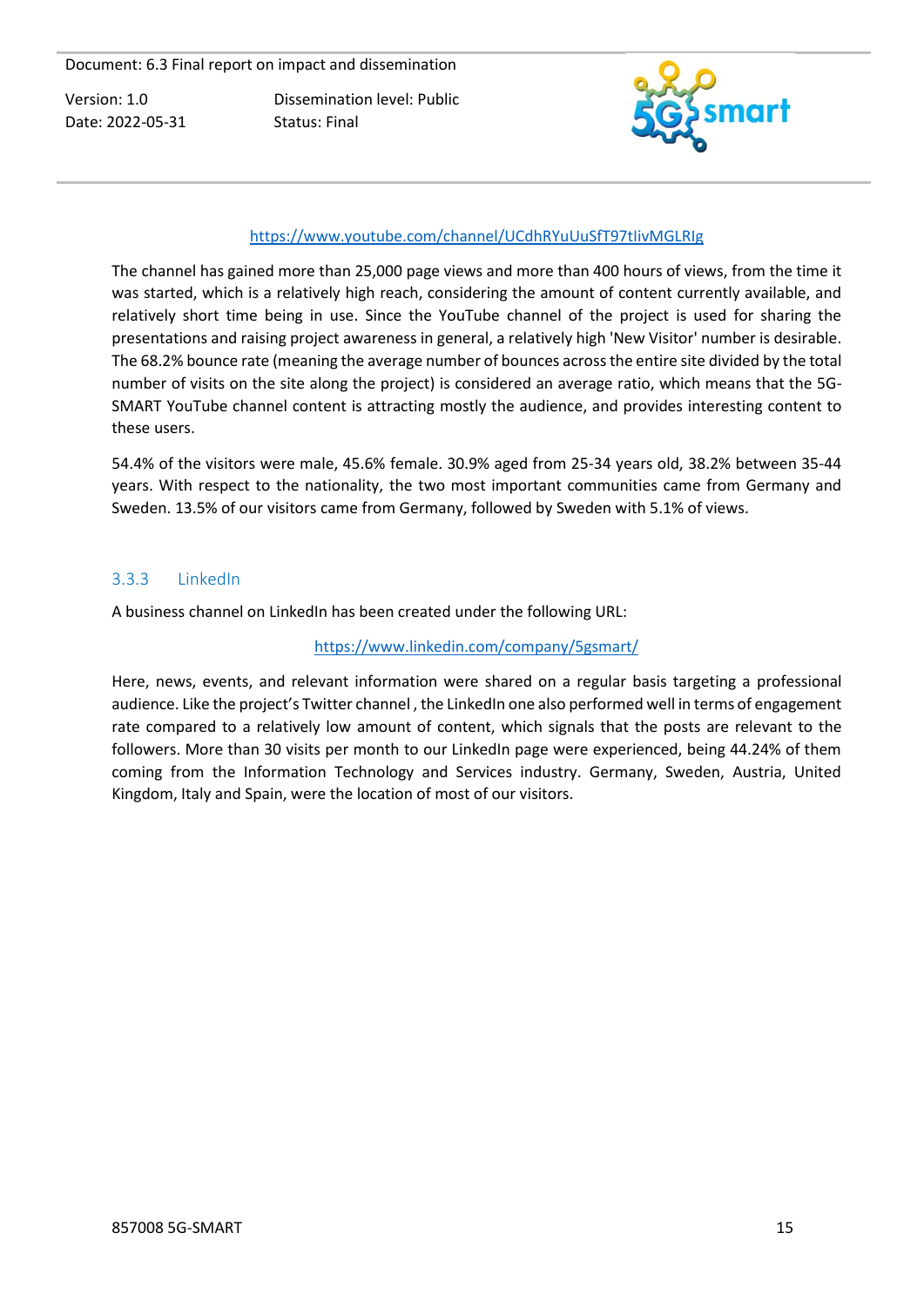https://www.youtube.com/channel/UCdhRYuUuSfT97tIivMGLRIg

The channel has gained more than 25,000 page views and more than 400 hours of views, from the time it was started, which is a relatively high reach, considering the amount of content currently available, and relatively short time being in use. Since the YouTube channel of the project is used for sharing the presentations and raising project awareness in general, a relatively high 'New Visitor' number is desirable. The 68.2% bounce rate (meaning the average number of bounces across the entire site divided by the total number of visits on the site along the project) is considered an average ratio, which means that the 5G-SMART YouTube channel content is attracting mostly the audience, and provides interesting content to these users.

54.4% of the visitors were male, 45.6% female. 30.9% aged from 25-34 years old, 38.2% between 35-44 years. With respect to the nationality, the two most important communities came from Germany and Sweden. 13.5% of our visitors came from Germany, followed by Sweden with 5.1% of views.

### 3.3.3 LinkedIn

A business channel on LinkedIn has been created under the following URL:

https://www.linkedin.com/company/5gsmart/

Here, news, events, and relevant information were shared on a regular basis targeting a professional audience. Like the project's Twitter channel , the LinkedIn one also performed well in terms of engagement rate compared to a relatively low amount of content, which signals that the posts are relevant to the followers. More than 30 visits per month to our LinkedIn page were experienced, being 44.24% of them coming from the Information Technology and Services industry. Germany, Sweden, Austria, United Kingdom, Italy and Spain, were the location of most of our visitors.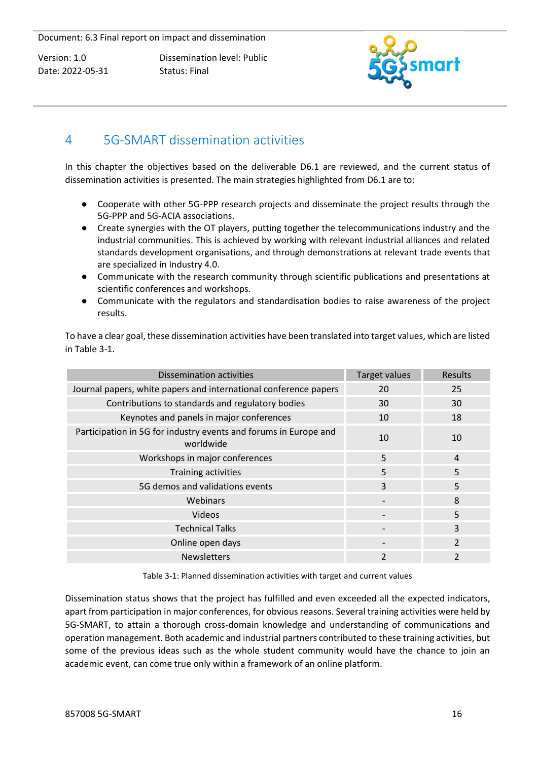# 4 5G-SMART dissemination activities

In this chapter the objectives based on the deliverable D6.1 are reviewed, and the current status of dissemination activities is presented. The main strategies highlighted from D6.1 are to:

- Cooperate with other 5G-PPP research projects and disseminate the project results through the 5G-PPP and 5G-ACIA associations.
- Create synergies with the OT players, putting together the telecommunications industry and the industrial communities. This is achieved by working with relevant industrial alliances and related standards development organisations, and through demonstrations at relevant trade events that are specialized in Industry 4.0.
- Communicate with the research community through scientific publications and presentations at scientific conferences and workshops.
- Communicate with the regulators and standardisation bodies to raise awareness of the project results.

To have a clear goal, these dissemination activities have been translated into target values, which are listed in Table 3-1.

| Dissemination activities | Target values | Results |
|---|---|---|
| Journal papers, white papers and international conference papers | 20 | 25 |
| Contributions to standards and regulatory bodies | 30 | 30 |
| Keynotes and panels in major conferences | 10 | 18 |
| Participation in 5G for industry events and forums in Europe and worldwide | 10 | 10 |
| Workshops in major conferences | 5 | 4 |
| Training activities | 5 | 5 |
| 5G demos and validations events | 3 | 5 |
| Webinars | - | 8 |
| Videos | - | 5 |
| Technical Talks | - | 3 |
| Online open days | - | 2 |
| Newsletters | 2 | 2 |

Table 3-1: Planned dissemination activities with target and current values

Dissemination status shows that the project has fulfilled and even exceeded all the expected indicators, apart from participation in major conferences, for obvious reasons. Several training activities were held by 5G-SMART, to attain a thorough cross-domain knowledge and understanding of communications and operation management. Both academic and industrial partners contributed to these training activities, but some of the previous ideas such as the whole student community would have the chance to join an academic event, can come true only within a framework of an online platform.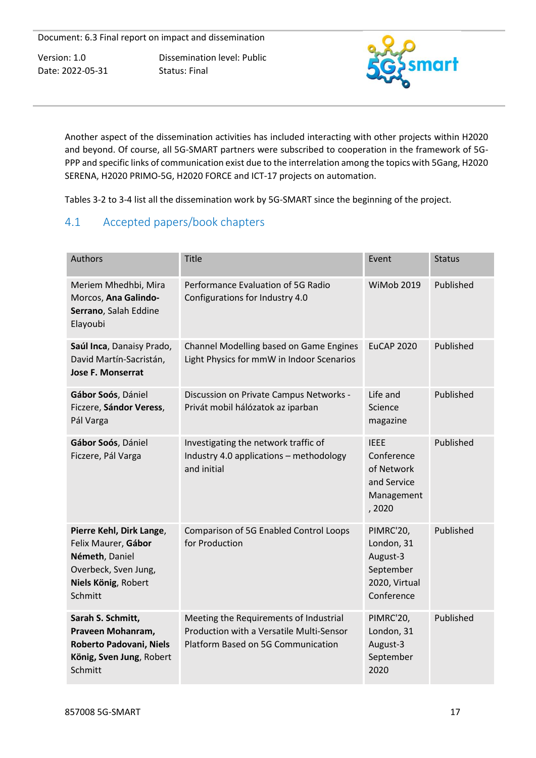Another aspect of the dissemination activities has included interacting with other projects within H2020 and beyond. Of course, all 5G-SMART partners were subscribed to cooperation in the framework of 5G-PPP and specific links of communication exist due to the interrelation among the topics with 5Gang, H2020 SERENA, H2020 PRIMO-5G, H2020 FORCE and ICT-17 projects on automation.

Tables 3-2 to 3-4 list all the dissemination work by 5G-SMART since the beginning of the project.

## 4.1 Accepted papers/book chapters

| Authors | Title | Event | Status |
|---|---|---|---|
| Meriem Mhedhbi, Mira Morcos, **Ana Galindo-Serrano**, Salah Eddine Elayoubi | Performance Evaluation of 5G Radio Configurations for Industry 4.0 | WiMob 2019 | Published |
| **Saúl Inca**, Danaisy Prado, David Martín-Sacristán, **Jose F. Monserrat** | Channel Modelling based on Game Engines Light Physics for mmW in Indoor Scenarios | EuCAP 2020 | Published |
| **Gábor Soós**, Dániel Ficzere, **Sándor Veress**, Pál Varga | Discussion on Private Campus Networks - Privát mobil hálózatok az iparban | Life and Science magazine | Published |
| **Gábor Soós**, Dániel Ficzere, Pál Varga | Investigating the network traffic of Industry 4.0 applications – methodology and initial | IEEE Conference of Network and Service Management , 2020 | Published |
| **Pierre Kehl, Dirk Lange**, Felix Maurer, **Gábor Németh**, Daniel Overbeck, Sven Jung, **Niels König**, Robert Schmitt | Comparison of 5G Enabled Control Loops for Production | PIMRC'20, London, 31 August-3 September 2020, Virtual Conference | Published |
| **Sarah S. Schmitt, Praveen Mohanram, Roberto Padovani, Niels König, Sven Jung**, Robert Schmitt | Meeting the Requirements of Industrial Production with a Versatile Multi-Sensor Platform Based on 5G Communication | PIMRC'20, London, 31 August-3 September 2020 | Published |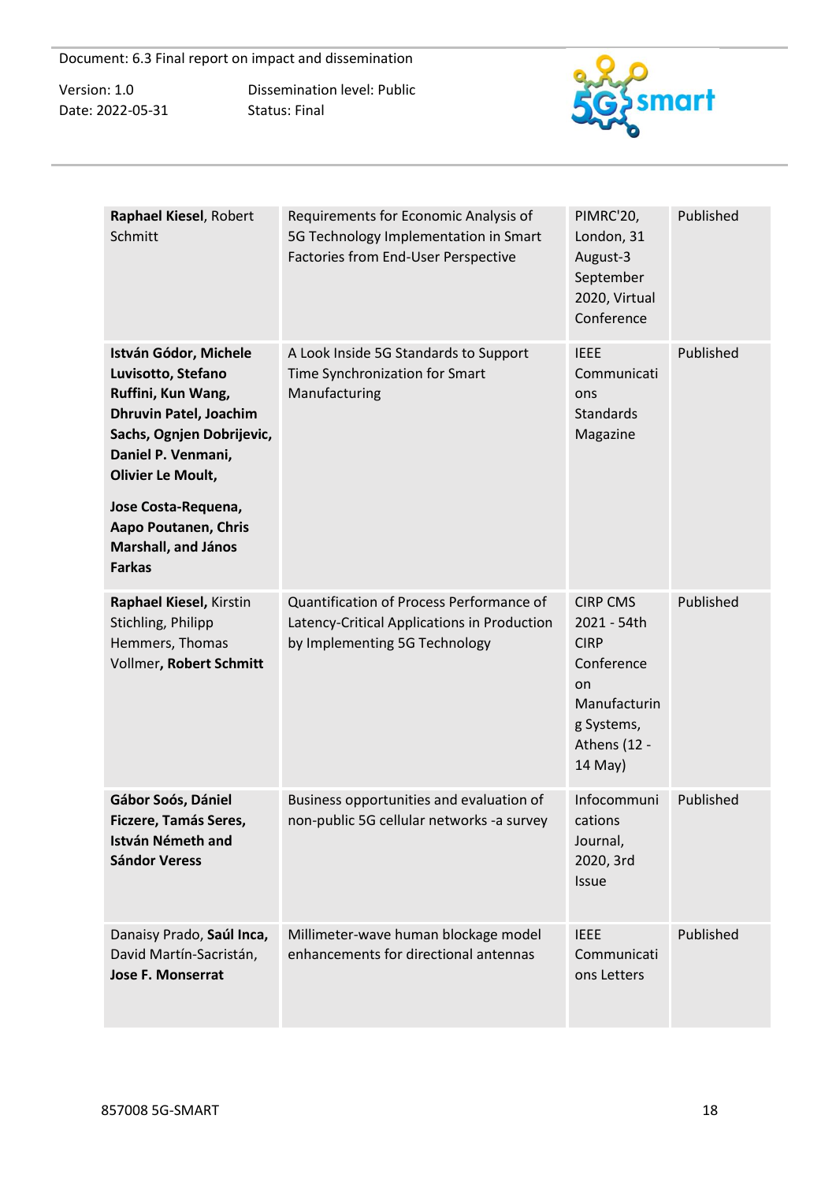| | | | |
|---|---|---|---|
| **Raphael Kiesel**, Robert Schmitt | Requirements for Economic Analysis of 5G Technology Implementation in Smart Factories from End-User Perspective | PIMRC'20, London, 31 August-3 September 2020, Virtual Conference | Published |
| **István Gódor, Michele Luvisotto, Stefano Ruffini, Kun Wang, Dhruvin Patel, Joachim Sachs, Ognjen Dobrijevic, Daniel P. Venmani, Olivier Le Moult, Jose Costa-Requena, Aapo Poutanen, Chris Marshall, and János Farkas** | A Look Inside 5G Standards to Support Time Synchronization for Smart Manufacturing | IEEE Communications Standards Magazine | Published |
| **Raphael Kiesel,** Kirstin Stichling, Philipp Hemmers, Thomas Vollmer**, Robert Schmitt** | Quantification of Process Performance of Latency-Critical Applications in Production by Implementing 5G Technology | CIRP CMS 2021 - 54th CIRP Conference on Manufacturing Systems, Athens (12 - 14 May) | Published |
| **Gábor Soós, Dániel Ficzere, Tamás Seres, István Németh and Sándor Veress** | Business opportunities and evaluation of non-public 5G cellular networks -a survey | Infocommunications Journal, 2020, 3rd Issue | Published |
| Danaisy Prado, **Saúl Inca,** David Martín-Sacristán, **Jose F. Monserrat** | Millimeter-wave human blockage model enhancements for directional antennas | IEEE Communications Letters | Published |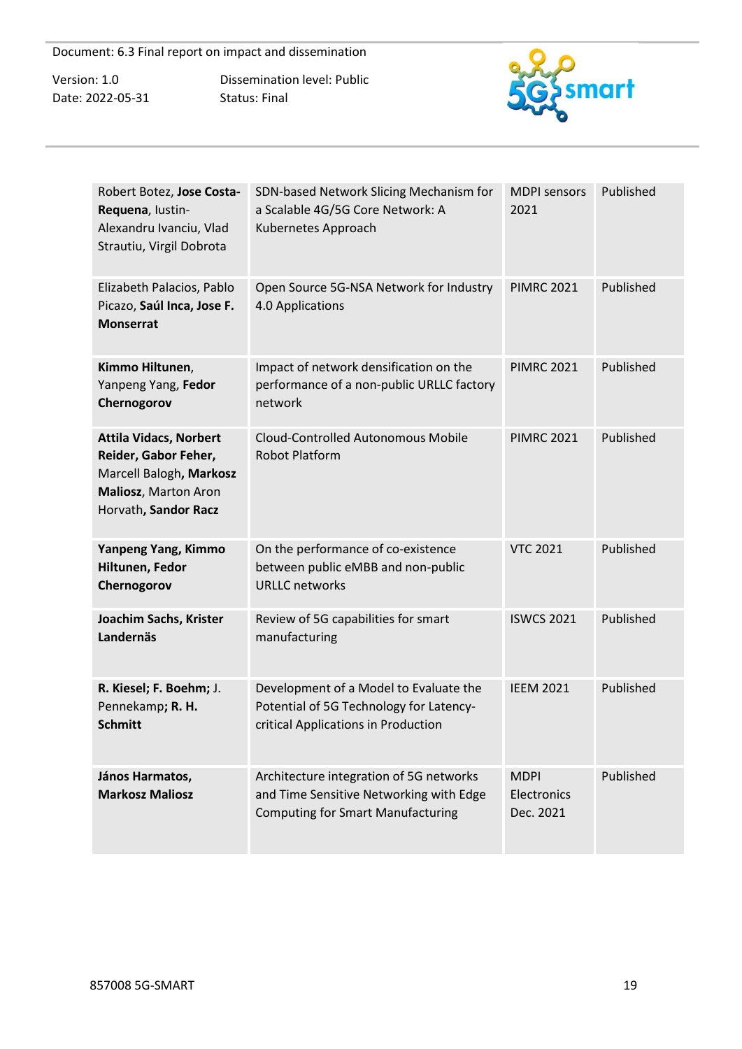| | | | |
|---|---|---|---|
| Robert Botez, **Jose Costa-Requena**, Iustin-Alexandru Ivanciu, Vlad Strautiu, Virgil Dobrota | SDN-based Network Slicing Mechanism for a Scalable 4G/5G Core Network: A Kubernetes Approach | MDPI sensors 2021 | Published |
| Elizabeth Palacios, Pablo Picazo, **Saúl Inca, Jose F. Monserrat** | Open Source 5G-NSA Network for Industry 4.0 Applications | PIMRC 2021 | Published |
| **Kimmo Hiltunen**, Yanpeng Yang, **Fedor Chernogorov** | Impact of network densification on the performance of a non-public URLLC factory network | PIMRC 2021 | Published |
| **Attila Vidacs, Norbert Reider, Gabor Feher,** Marcell Balogh**, Markosz Maliosz**, Marton Aron Horvath**, Sandor Racz** | Cloud-Controlled Autonomous Mobile Robot Platform | PIMRC 2021 | Published |
| **Yanpeng Yang, Kimmo Hiltunen, Fedor Chernogorov** | On the performance of co-existence between public eMBB and non-public URLLC networks | VTC 2021 | Published |
| **Joachim Sachs, Krister Landernäs** | Review of 5G capabilities for smart manufacturing | ISWCS 2021 | Published |
| **R. Kiesel; F. Boehm;** J. Pennekamp**; R. H. Schmitt** | Development of a Model to Evaluate the Potential of 5G Technology for Latency-critical Applications in Production | IEEM 2021 | Published |
| **János Harmatos, Markosz Maliosz** | Architecture integration of 5G networks and Time Sensitive Networking with Edge Computing for Smart Manufacturing | MDPI Electronics Dec. 2021 | Published |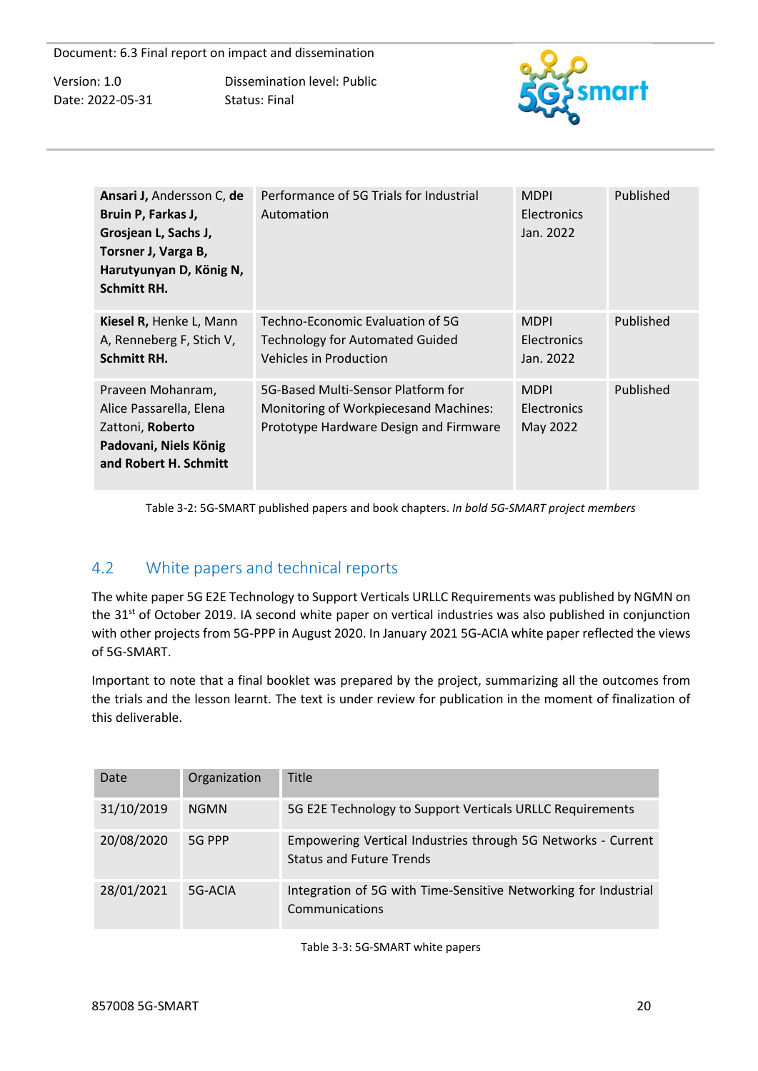| **Ansari J,** Andersson C, **de Bruin P, Farkas J, Grosjean L, Sachs J, Torsner J, Varga B, Harutyunyan D, König N, Schmitt RH.** | Performance of 5G Trials for Industrial Automation | MDPI Electronics Jan. 2022 | Published |
|---|---|---|---|
| **Kiesel R,** Henke L, Mann A, Renneberg F, Stich V, **Schmitt RH.** | Techno-Economic Evaluation of 5G Technology for Automated Guided Vehicles in Production | MDPI Electronics Jan. 2022 | Published |
| Praveen Mohanram, Alice Passarella, Elena Zattoni, **Roberto Padovani, Niels König and Robert H. Schmitt** | 5G-Based Multi-Sensor Platform for Monitoring of Workpiecesand Machines: Prototype Hardware Design and Firmware | MDPI Electronics May 2022 | Published |

Table 3-2: 5G-SMART published papers and book chapters. *In bold 5G-SMART project members*

## 4.2 White papers and technical reports

The white paper 5G E2E Technology to Support Verticals URLLC Requirements was published by NGMN on the 31st of October 2019. IA second white paper on vertical industries was also published in conjunction with other projects from 5G-PPP in August 2020. In January 2021 5G-ACIA white paper reflected the views of 5G-SMART.

Important to note that a final booklet was prepared by the project, summarizing all the outcomes from the trials and the lesson learnt. The text is under review for publication in the moment of finalization of this deliverable.

| Date | Organization | Title |
|---|---|---|
| 31/10/2019 | NGMN | 5G E2E Technology to Support Verticals URLLC Requirements |
| 20/08/2020 | 5G PPP | Empowering Vertical Industries through 5G Networks - Current Status and Future Trends |
| 28/01/2021 | 5G-ACIA | Integration of 5G with Time-Sensitive Networking for Industrial Communications |

Table 3-3: 5G-SMART white papers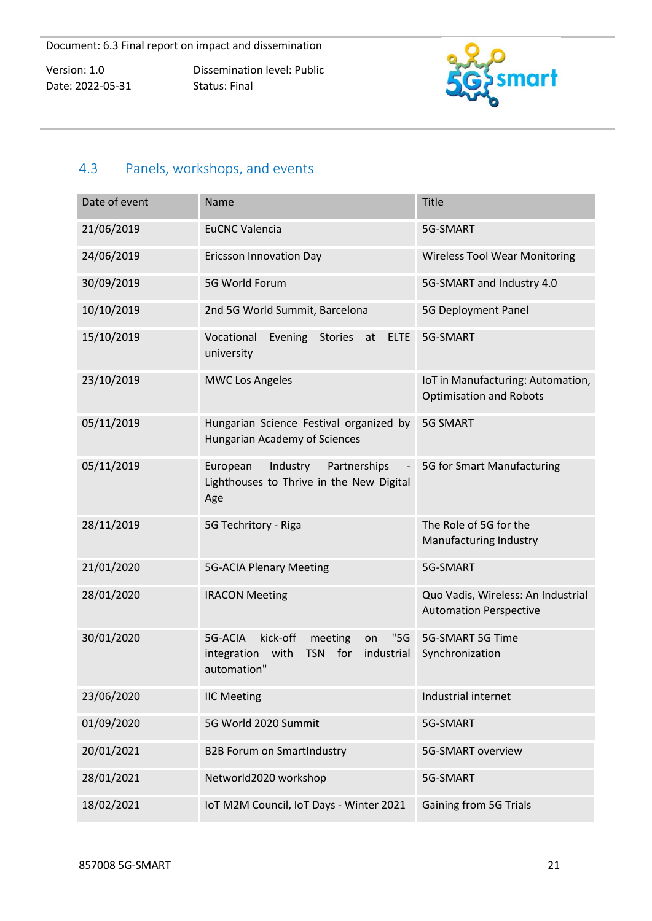## 4.3 Panels, workshops, and events

| Date of event | Name | Title |
|---|---|---|
| 21/06/2019 | EuCNC Valencia | 5G-SMART |
| 24/06/2019 | Ericsson Innovation Day | Wireless Tool Wear Monitoring |
| 30/09/2019 | 5G World Forum | 5G-SMART and Industry 4.0 |
| 10/10/2019 | 2nd 5G World Summit, Barcelona | 5G Deployment Panel |
| 15/10/2019 | Vocational Evening Stories at ELTE university | 5G-SMART |
| 23/10/2019 | MWC Los Angeles | IoT in Manufacturing: Automation, Optimisation and Robots |
| 05/11/2019 | Hungarian Science Festival organized by Hungarian Academy of Sciences | 5G SMART |
| 05/11/2019 | European Industry Partnerships - Lighthouses to Thrive in the New Digital Age | 5G for Smart Manufacturing |
| 28/11/2019 | 5G Techritory - Riga | The Role of 5G for the Manufacturing Industry |
| 21/01/2020 | 5G-ACIA Plenary Meeting | 5G-SMART |
| 28/01/2020 | IRACON Meeting | Quo Vadis, Wireless: An Industrial Automation Perspective |
| 30/01/2020 | 5G-ACIA kick-off meeting on "5G integration with TSN for industrial automation" | 5G-SMART 5G Time Synchronization |
| 23/06/2020 | IIC Meeting | Industrial internet |
| 01/09/2020 | 5G World 2020 Summit | 5G-SMART |
| 20/01/2021 | B2B Forum on SmartIndustry | 5G-SMART overview |
| 28/01/2021 | Networld2020 workshop | 5G-SMART |
| 18/02/2021 | IoT M2M Council, IoT Days - Winter 2021 | Gaining from 5G Trials |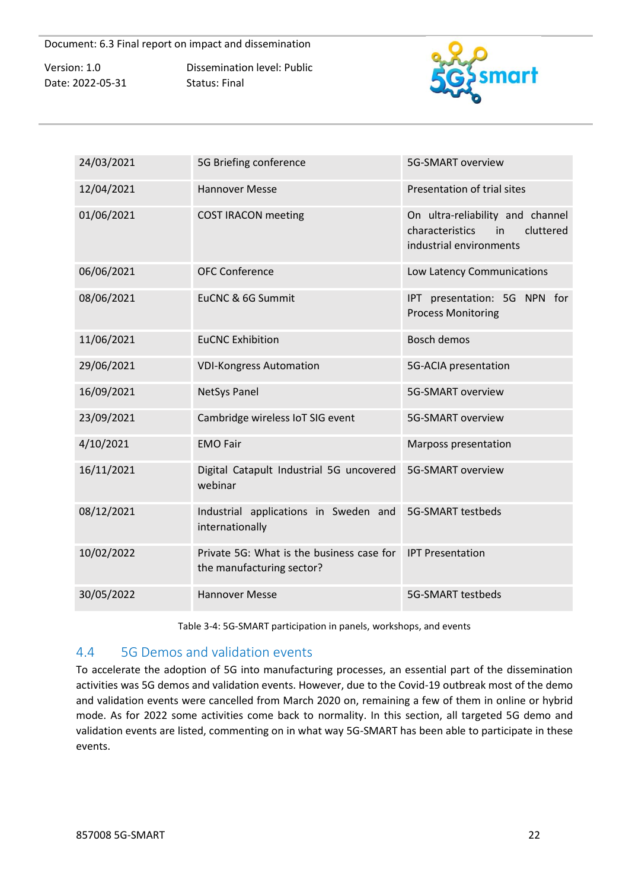| 24/03/2021 | 5G Briefing conference | 5G-SMART overview |
|---|---|---|
| 12/04/2021 | Hannover Messe | Presentation of trial sites |
| 01/06/2021 | COST IRACON meeting | On ultra-reliability and channel characteristics in cluttered industrial environments |
| 06/06/2021 | OFC Conference | Low Latency Communications |
| 08/06/2021 | EuCNC & 6G Summit | IPT presentation: 5G NPN for Process Monitoring |
| 11/06/2021 | EuCNC Exhibition | Bosch demos |
| 29/06/2021 | VDI-Kongress Automation | 5G-ACIA presentation |
| 16/09/2021 | NetSys Panel | 5G-SMART overview |
| 23/09/2021 | Cambridge wireless IoT SIG event | 5G-SMART overview |
| 4/10/2021 | EMO Fair | Marposs presentation |
| 16/11/2021 | Digital Catapult Industrial 5G uncovered webinar | 5G-SMART overview |
| 08/12/2021 | Industrial applications in Sweden and internationally | 5G-SMART testbeds |
| 10/02/2022 | Private 5G: What is the business case for the manufacturing sector? | IPT Presentation |
| 30/05/2022 | Hannover Messe | 5G-SMART testbeds |

Table 3-4: 5G-SMART participation in panels, workshops, and events

## 4.4 5G Demos and validation events

To accelerate the adoption of 5G into manufacturing processes, an essential part of the dissemination activities was 5G demos and validation events. However, due to the Covid-19 outbreak most of the demo and validation events were cancelled from March 2020 on, remaining a few of them in online or hybrid mode. As for 2022 some activities come back to normality. In this section, all targeted 5G demo and validation events are listed, commenting on in what way 5G-SMART has been able to participate in these events.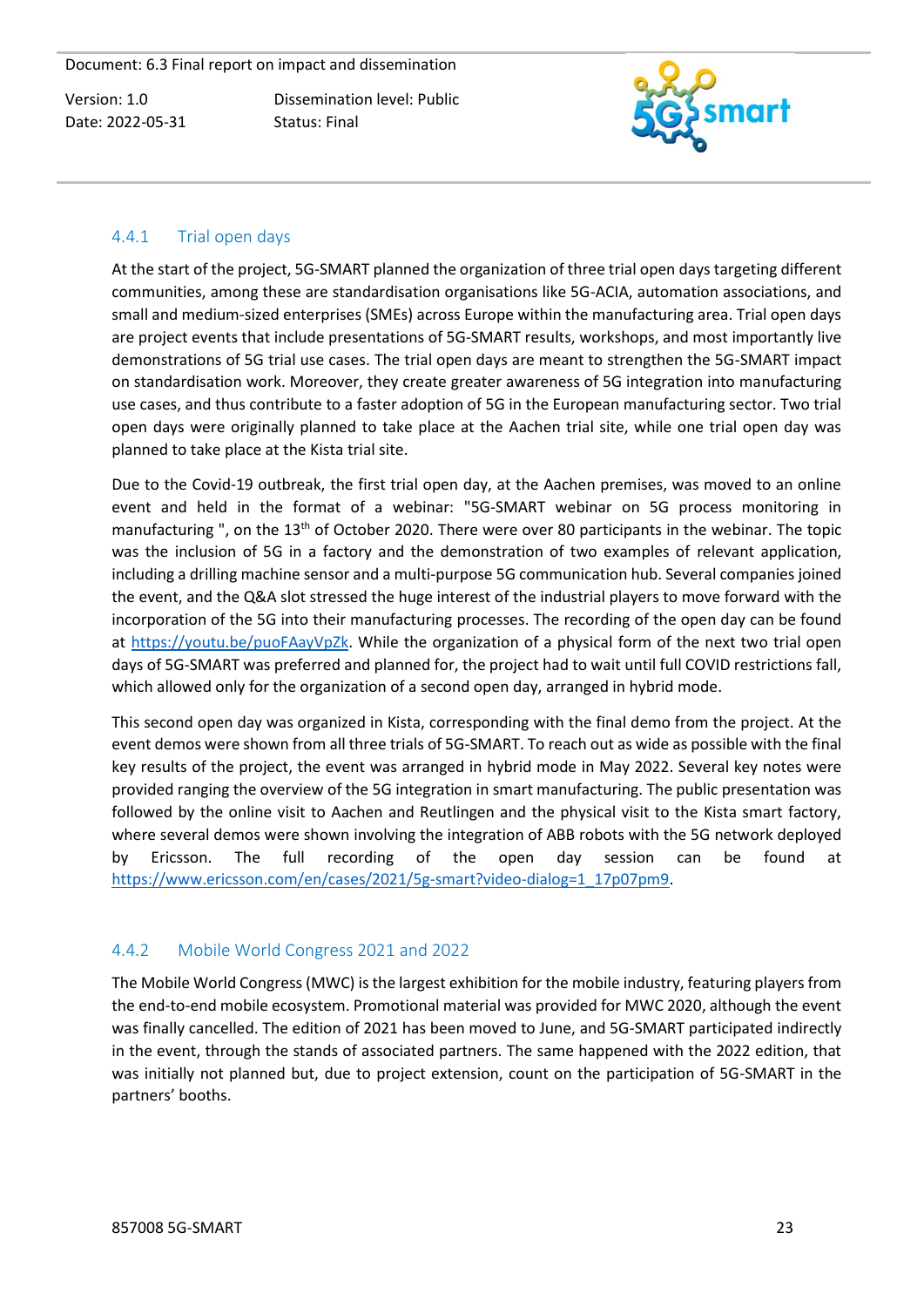### 4.4.1 Trial open days

At the start of the project, 5G-SMART planned the organization of three trial open days targeting different communities, among these are standardisation organisations like 5G-ACIA, automation associations, and small and medium-sized enterprises (SMEs) across Europe within the manufacturing area. Trial open days are project events that include presentations of 5G-SMART results, workshops, and most importantly live demonstrations of 5G trial use cases. The trial open days are meant to strengthen the 5G-SMART impact on standardisation work. Moreover, they create greater awareness of 5G integration into manufacturing use cases, and thus contribute to a faster adoption of 5G in the European manufacturing sector. Two trial open days were originally planned to take place at the Aachen trial site, while one trial open day was planned to take place at the Kista trial site.

Due to the Covid-19 outbreak, the first trial open day, at the Aachen premises, was moved to an online event and held in the format of a webinar: "5G-SMART webinar on 5G process monitoring in manufacturing ", on the 13th of October 2020. There were over 80 participants in the webinar. The topic was the inclusion of 5G in a factory and the demonstration of two examples of relevant application, including a drilling machine sensor and a multi-purpose 5G communication hub. Several companies joined the event, and the Q&A slot stressed the huge interest of the industrial players to move forward with the incorporation of the 5G into their manufacturing processes. The recording of the open day can be found at https://youtu.be/puoFAayVpZk. While the organization of a physical form of the next two trial open days of 5G-SMART was preferred and planned for, the project had to wait until full COVID restrictions fall, which allowed only for the organization of a second open day, arranged in hybrid mode.

This second open day was organized in Kista, corresponding with the final demo from the project. At the event demos were shown from all three trials of 5G-SMART. To reach out as wide as possible with the final key results of the project, the event was arranged in hybrid mode in May 2022. Several key notes were provided ranging the overview of the 5G integration in smart manufacturing. The public presentation was followed by the online visit to Aachen and Reutlingen and the physical visit to the Kista smart factory, where several demos were shown involving the integration of ABB robots with the 5G network deployed by Ericsson. The full recording of the open day session can be found at https://www.ericsson.com/en/cases/2021/5g-smart?video-dialog=1_17p07pm9.

### 4.4.2 Mobile World Congress 2021 and 2022

The Mobile World Congress (MWC) is the largest exhibition for the mobile industry, featuring players from the end-to-end mobile ecosystem. Promotional material was provided for MWC 2020, although the event was finally cancelled. The edition of 2021 has been moved to June, and 5G-SMART participated indirectly in the event, through the stands of associated partners. The same happened with the 2022 edition, that was initially not planned but, due to project extension, count on the participation of 5G-SMART in the partners' booths.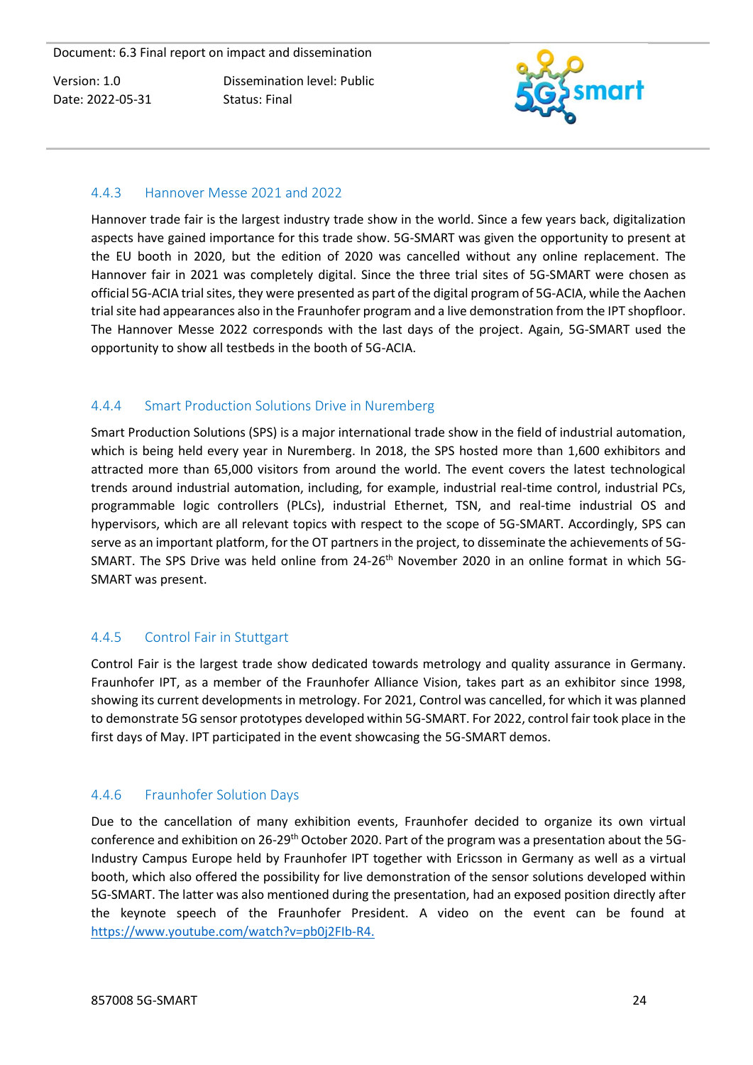### 4.4.3 Hannover Messe 2021 and 2022

Hannover trade fair is the largest industry trade show in the world. Since a few years back, digitalization aspects have gained importance for this trade show. 5G-SMART was given the opportunity to present at the EU booth in 2020, but the edition of 2020 was cancelled without any online replacement. The Hannover fair in 2021 was completely digital. Since the three trial sites of 5G-SMART were chosen as official 5G-ACIA trial sites, they were presented as part of the digital program of 5G-ACIA, while the Aachen trial site had appearances also in the Fraunhofer program and a live demonstration from the IPT shopfloor. The Hannover Messe 2022 corresponds with the last days of the project. Again, 5G-SMART used the opportunity to show all testbeds in the booth of 5G-ACIA.

### 4.4.4 Smart Production Solutions Drive in Nuremberg

Smart Production Solutions (SPS) is a major international trade show in the field of industrial automation, which is being held every year in Nuremberg. In 2018, the SPS hosted more than 1,600 exhibitors and attracted more than 65,000 visitors from around the world. The event covers the latest technological trends around industrial automation, including, for example, industrial real-time control, industrial PCs, programmable logic controllers (PLCs), industrial Ethernet, TSN, and real-time industrial OS and hypervisors, which are all relevant topics with respect to the scope of 5G-SMART. Accordingly, SPS can serve as an important platform, for the OT partners in the project, to disseminate the achievements of 5G-SMART. The SPS Drive was held online from 24-26th November 2020 in an online format in which 5G-SMART was present.

### 4.4.5 Control Fair in Stuttgart

Control Fair is the largest trade show dedicated towards metrology and quality assurance in Germany. Fraunhofer IPT, as a member of the Fraunhofer Alliance Vision, takes part as an exhibitor since 1998, showing its current developments in metrology. For 2021, Control was cancelled, for which it was planned to demonstrate 5G sensor prototypes developed within 5G-SMART. For 2022, control fair took place in the first days of May. IPT participated in the event showcasing the 5G-SMART demos.

### 4.4.6 Fraunhofer Solution Days

Due to the cancellation of many exhibition events, Fraunhofer decided to organize its own virtual conference and exhibition on 26-29th October 2020. Part of the program was a presentation about the 5G-Industry Campus Europe held by Fraunhofer IPT together with Ericsson in Germany as well as a virtual booth, which also offered the possibility for live demonstration of the sensor solutions developed within 5G-SMART. The latter was also mentioned during the presentation, had an exposed position directly after the keynote speech of the Fraunhofer President. A video on the event can be found at https://www.youtube.com/watch?v=pb0j2FIb-R4.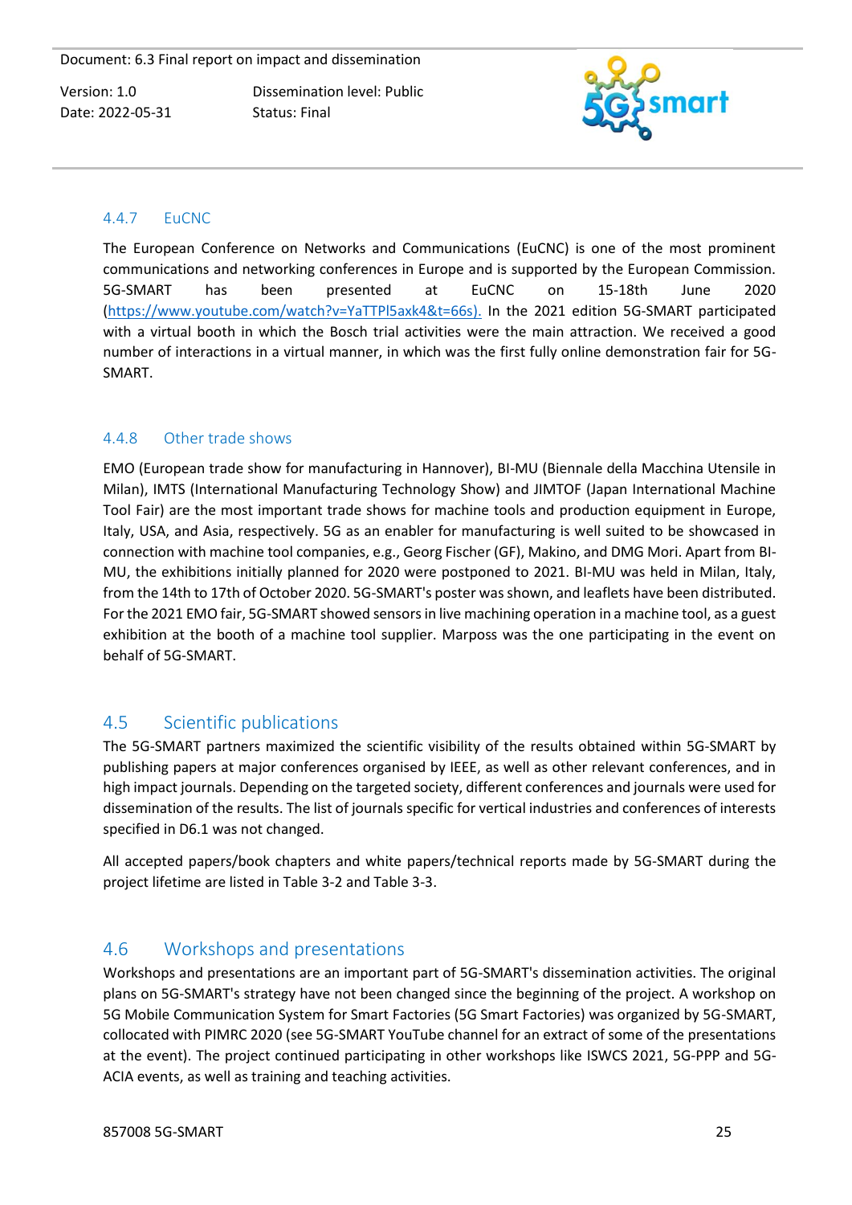#### 4.4.7 EuCNC

The European Conference on Networks and Communications (EuCNC) is one of the most prominent communications and networking conferences in Europe and is supported by the European Commission. 5G-SMART has been presented at EuCNC on 15-18th June 2020 (https://www.youtube.com/watch?v=YaTTPl5axk4&t=66s). In the 2021 edition 5G-SMART participated with a virtual booth in which the Bosch trial activities were the main attraction. We received a good number of interactions in a virtual manner, in which was the first fully online demonstration fair for 5G-SMART.

#### 4.4.8 Other trade shows

EMO (European trade show for manufacturing in Hannover), BI-MU (Biennale della Macchina Utensile in Milan), IMTS (International Manufacturing Technology Show) and JIMTOF (Japan International Machine Tool Fair) are the most important trade shows for machine tools and production equipment in Europe, Italy, USA, and Asia, respectively. 5G as an enabler for manufacturing is well suited to be showcased in connection with machine tool companies, e.g., Georg Fischer (GF), Makino, and DMG Mori. Apart from BI-MU, the exhibitions initially planned for 2020 were postponed to 2021. BI-MU was held in Milan, Italy, from the 14th to 17th of October 2020. 5G-SMART's poster was shown, and leaflets have been distributed. For the 2021 EMO fair, 5G-SMART showed sensors in live machining operation in a machine tool, as a guest exhibition at the booth of a machine tool supplier. Marposs was the one participating in the event on behalf of 5G-SMART.

### 4.5 Scientific publications

The 5G-SMART partners maximized the scientific visibility of the results obtained within 5G-SMART by publishing papers at major conferences organised by IEEE, as well as other relevant conferences, and in high impact journals. Depending on the targeted society, different conferences and journals were used for dissemination of the results. The list of journals specific for vertical industries and conferences of interests specified in D6.1 was not changed.

All accepted papers/book chapters and white papers/technical reports made by 5G-SMART during the project lifetime are listed in Table 3-2 and Table 3-3.

### 4.6 Workshops and presentations

Workshops and presentations are an important part of 5G-SMART's dissemination activities. The original plans on 5G-SMART's strategy have not been changed since the beginning of the project. A workshop on 5G Mobile Communication System for Smart Factories (5G Smart Factories) was organized by 5G-SMART, collocated with PIMRC 2020 (see 5G-SMART YouTube channel for an extract of some of the presentations at the event). The project continued participating in other workshops like ISWCS 2021, 5G-PPP and 5G-ACIA events, as well as training and teaching activities.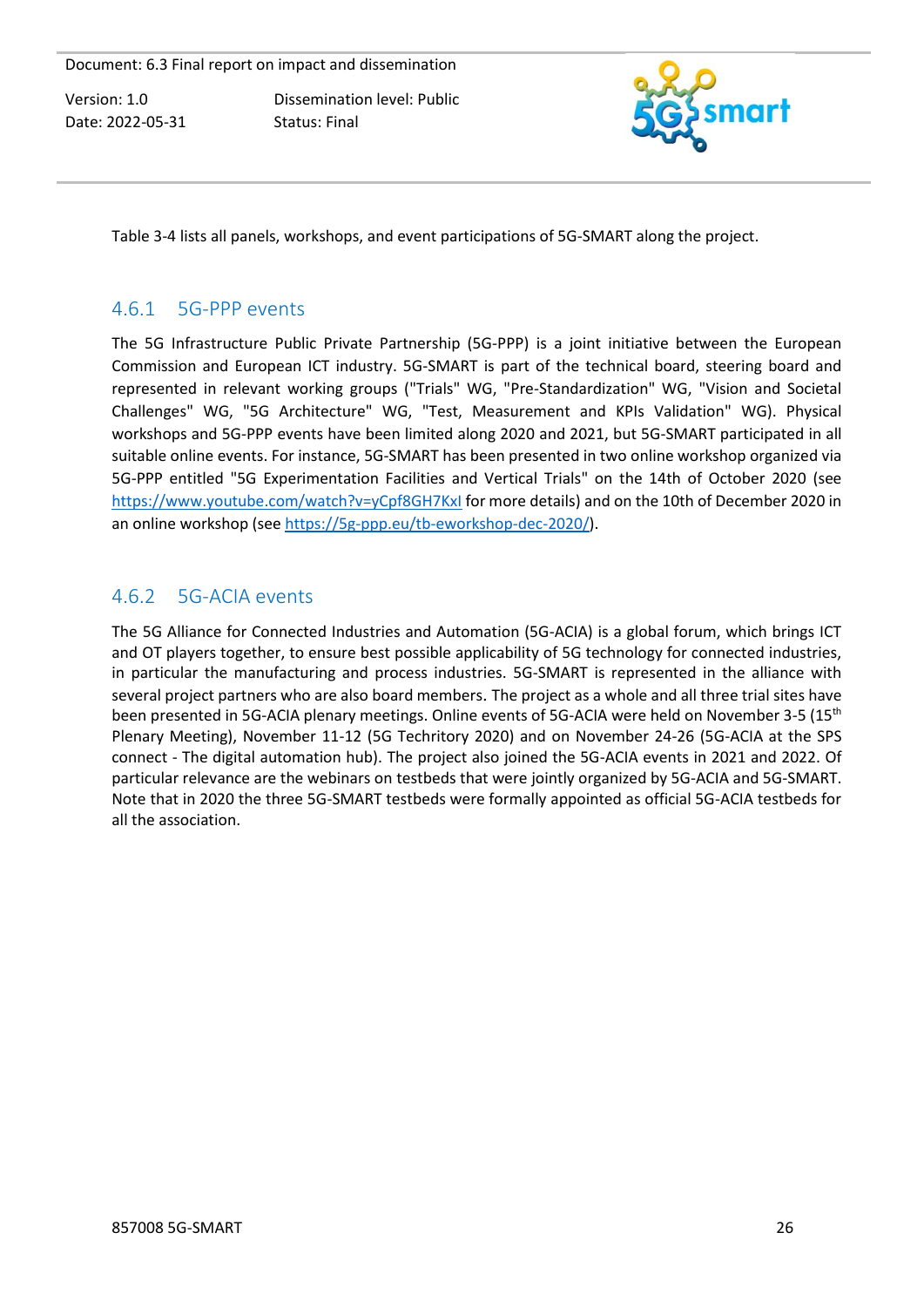Table 3-4 lists all panels, workshops, and event participations of 5G-SMART along the project.

### 4.6.1 5G-PPP events

The 5G Infrastructure Public Private Partnership (5G-PPP) is a joint initiative between the European Commission and European ICT industry. 5G-SMART is part of the technical board, steering board and represented in relevant working groups ("Trials" WG, "Pre-Standardization" WG, "Vision and Societal Challenges" WG, "5G Architecture" WG, "Test, Measurement and KPIs Validation" WG). Physical workshops and 5G-PPP events have been limited along 2020 and 2021, but 5G-SMART participated in all suitable online events. For instance, 5G-SMART has been presented in two online workshop organized via 5G-PPP entitled "5G Experimentation Facilities and Vertical Trials" on the 14th of October 2020 (see https://www.youtube.com/watch?v=yCpf8GH7KxI for more details) and on the 10th of December 2020 in an online workshop (see https://5g-ppp.eu/tb-eworkshop-dec-2020/).

### 4.6.2 5G-ACIA events

The 5G Alliance for Connected Industries and Automation (5G-ACIA) is a global forum, which brings ICT and OT players together, to ensure best possible applicability of 5G technology for connected industries, in particular the manufacturing and process industries. 5G-SMART is represented in the alliance with several project partners who are also board members. The project as a whole and all three trial sites have been presented in 5G-ACIA plenary meetings. Online events of 5G-ACIA were held on November 3-5 (15th Plenary Meeting), November 11-12 (5G Techritory 2020) and on November 24-26 (5G-ACIA at the SPS connect - The digital automation hub). The project also joined the 5G-ACIA events in 2021 and 2022. Of particular relevance are the webinars on testbeds that were jointly organized by 5G-ACIA and 5G-SMART. Note that in 2020 the three 5G-SMART testbeds were formally appointed as official 5G-ACIA testbeds for all the association.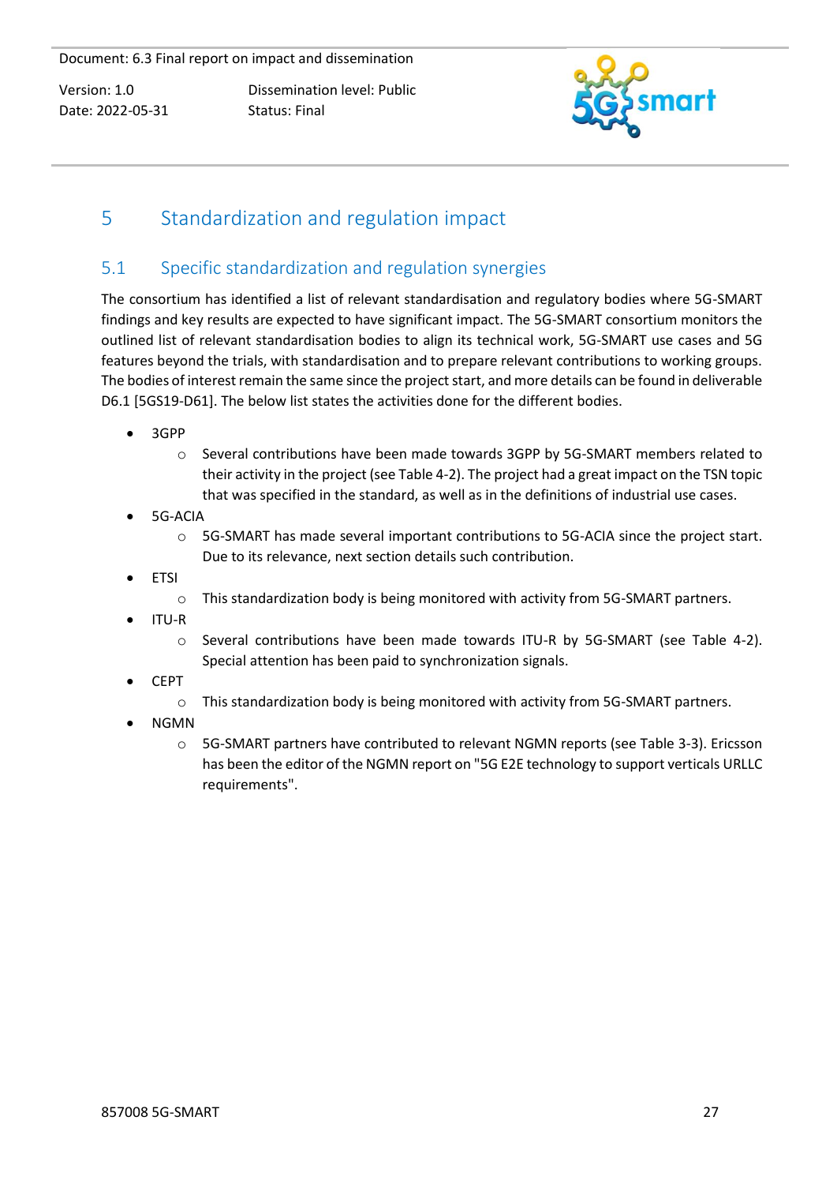# 5 Standardization and regulation impact

## 5.1 Specific standardization and regulation synergies

The consortium has identified a list of relevant standardisation and regulatory bodies where 5G-SMART findings and key results are expected to have significant impact. The 5G-SMART consortium monitors the outlined list of relevant standardisation bodies to align its technical work, 5G-SMART use cases and 5G features beyond the trials, with standardisation and to prepare relevant contributions to working groups. The bodies of interest remain the same since the project start, and more details can be found in deliverable D6.1 [5GS19-D61]. The below list states the activities done for the different bodies.

- 3GPP
  - Several contributions have been made towards 3GPP by 5G-SMART members related to their activity in the project (see Table 4-2). The project had a great impact on the TSN topic that was specified in the standard, as well as in the definitions of industrial use cases.
- 5G-ACIA
  - 5G-SMART has made several important contributions to 5G-ACIA since the project start. Due to its relevance, next section details such contribution.
- ETSI
  - This standardization body is being monitored with activity from 5G-SMART partners.
- ITU-R
  - Several contributions have been made towards ITU-R by 5G-SMART (see Table 4-2). Special attention has been paid to synchronization signals.
- CEPT
  - This standardization body is being monitored with activity from 5G-SMART partners.
- NGMN
  - 5G-SMART partners have contributed to relevant NGMN reports (see Table 3-3). Ericsson has been the editor of the NGMN report on "5G E2E technology to support verticals URLLC requirements".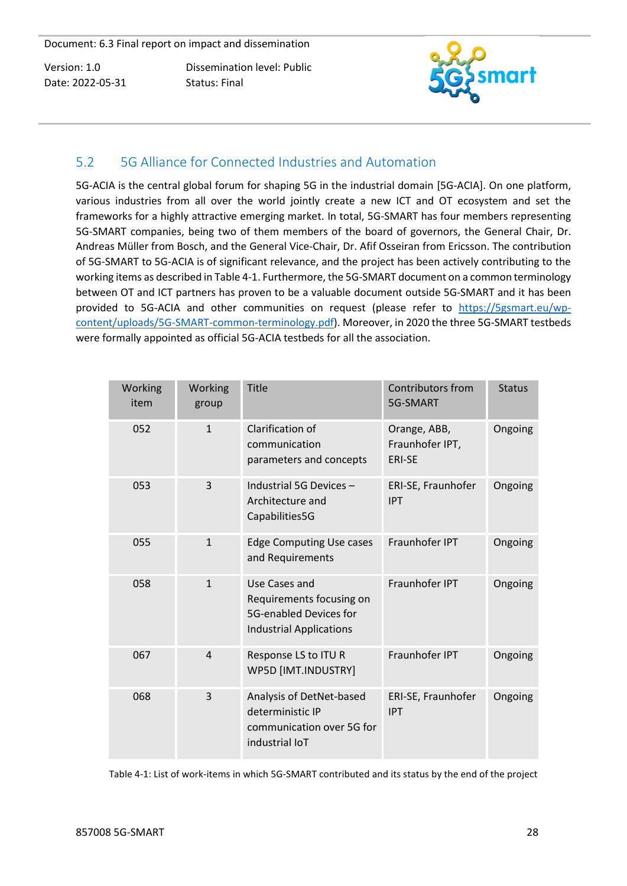## 5.2 5G Alliance for Connected Industries and Automation

5G-ACIA is the central global forum for shaping 5G in the industrial domain [5G-ACIA]. On one platform, various industries from all over the world jointly create a new ICT and OT ecosystem and set the frameworks for a highly attractive emerging market. In total, 5G-SMART has four members representing 5G-SMART companies, being two of them members of the board of governors, the General Chair, Dr. Andreas Müller from Bosch, and the General Vice-Chair, Dr. Afif Osseiran from Ericsson. The contribution of 5G-SMART to 5G-ACIA is of significant relevance, and the project has been actively contributing to the working items as described in Table 4-1. Furthermore, the 5G-SMART document on a common terminology between OT and ICT partners has proven to be a valuable document outside 5G-SMART and it has been provided to 5G-ACIA and other communities on request (please refer to https://5gsmart.eu/wp-content/uploads/5G-SMART-common-terminology.pdf). Moreover, in 2020 the three 5G-SMART testbeds were formally appointed as official 5G-ACIA testbeds for all the association.

| Working item | Working group | Title | Contributors from 5G-SMART | Status |
|---|---|---|---|---|
| 052 | 1 | Clarification of communication parameters and concepts | Orange, ABB, Fraunhofer IPT, ERI-SE | Ongoing |
| 053 | 3 | Industrial 5G Devices – Architecture and Capabilities5G | ERI-SE, Fraunhofer IPT | Ongoing |
| 055 | 1 | Edge Computing Use cases and Requirements | Fraunhofer IPT | Ongoing |
| 058 | 1 | Use Cases and Requirements focusing on 5G-enabled Devices for Industrial Applications | Fraunhofer IPT | Ongoing |
| 067 | 4 | Response LS to ITU R WP5D [IMT.INDUSTRY] | Fraunhofer IPT | Ongoing |
| 068 | 3 | Analysis of DetNet-based deterministic IP communication over 5G for industrial IoT | ERI-SE, Fraunhofer IPT | Ongoing |

Table 4-1: List of work-items in which 5G-SMART contributed and its status by the end of the project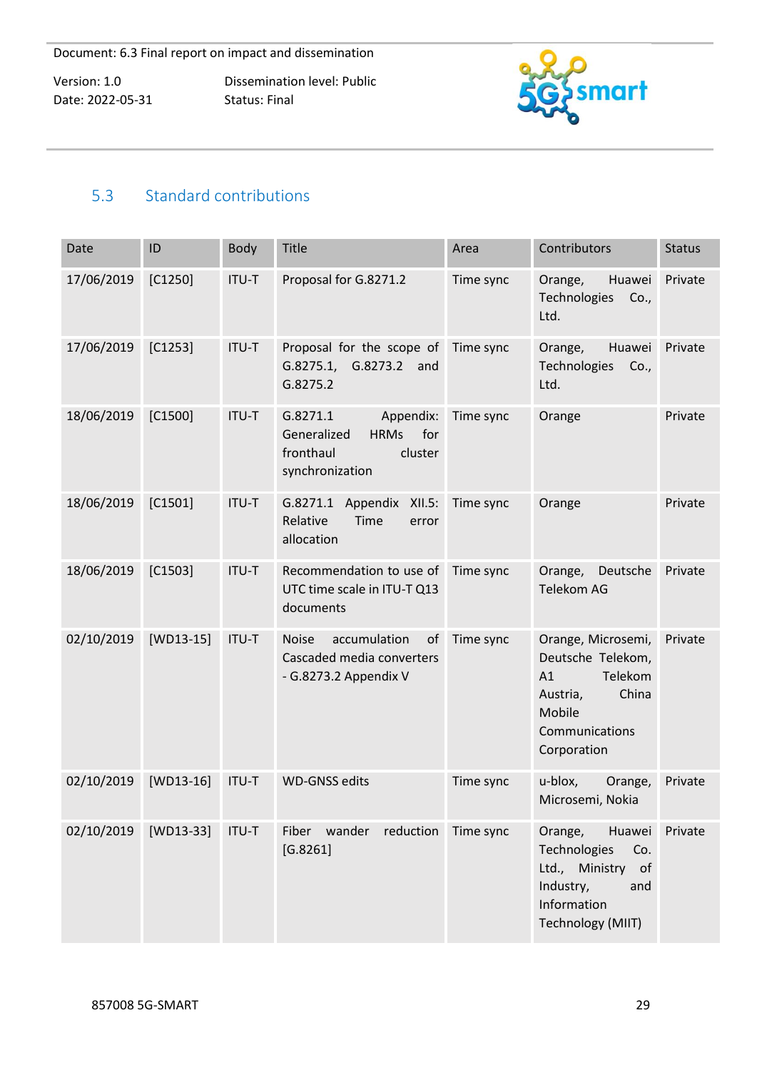## 5.3 Standard contributions

| Date | ID | Body | Title | Area | Contributors | Status |
|---|---|---|---|---|---|---|
| 17/06/2019 | [C1250] | ITU-T | Proposal for G.8271.2 | Time sync | Orange, Huawei Technologies Co., Ltd. | Private |
| 17/06/2019 | [C1253] | ITU-T | Proposal for the scope of G.8275.1, G.8273.2 and G.8275.2 | Time sync | Orange, Huawei Technologies Co., Ltd. | Private |
| 18/06/2019 | [C1500] | ITU-T | G.8271.1 Appendix: Generalized HRMs for fronthaul cluster synchronization | Time sync | Orange | Private |
| 18/06/2019 | [C1501] | ITU-T | G.8271.1 Appendix XII.5: Relative Time error allocation | Time sync | Orange | Private |
| 18/06/2019 | [C1503] | ITU-T | Recommendation to use of UTC time scale in ITU-T Q13 documents | Time sync | Orange, Deutsche Telekom AG | Private |
| 02/10/2019 | [WD13-15] | ITU-T | Noise accumulation of Cascaded media converters - G.8273.2 Appendix V | Time sync | Orange, Microsemi, Deutsche Telekom, A1 Telekom Austria, China Mobile Communications Corporation | Private |
| 02/10/2019 | [WD13-16] | ITU-T | WD-GNSS edits | Time sync | u-blox, Orange, Microsemi, Nokia | Private |
| 02/10/2019 | [WD13-33] | ITU-T | Fiber wander reduction [G.8261] | Time sync | Orange, Huawei Technologies Co. Ltd., Ministry of Industry, and Information Technology (MIIT) | Private |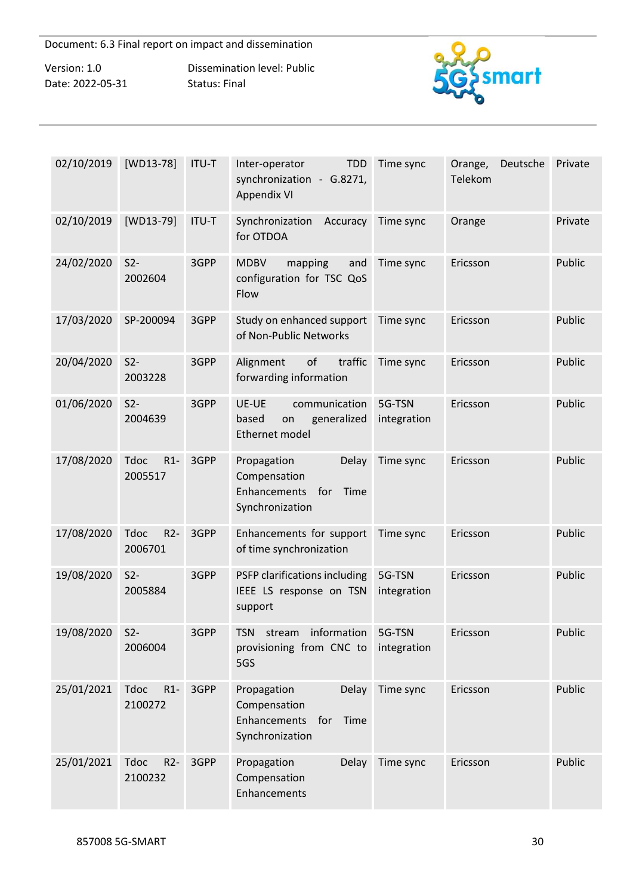| 02/10/2019 | [WD13-78] | ITU-T | Inter-operator TDD synchronization - G.8271, Appendix VI | Time sync | Orange, Deutsche Telekom | Private |
|---|---|---|---|---|---|---|
| 02/10/2019 | [WD13-79] | ITU-T | Synchronization Accuracy for OTDOA | Time sync | Orange | Private |
| 24/02/2020 | S2-2002604 | 3GPP | MDBV mapping and configuration for TSC QoS Flow | Time sync | Ericsson | Public |
| 17/03/2020 | SP-200094 | 3GPP | Study on enhanced support of Non-Public Networks | Time sync | Ericsson | Public |
| 20/04/2020 | S2-2003228 | 3GPP | Alignment of traffic forwarding information | Time sync | Ericsson | Public |
| 01/06/2020 | S2-2004639 | 3GPP | UE-UE communication based on generalized Ethernet model | 5G-TSN integration | Ericsson | Public |
| 17/08/2020 | Tdoc R1-2005517 | 3GPP | Propagation Delay Compensation Enhancements for Time Synchronization | Time sync | Ericsson | Public |
| 17/08/2020 | Tdoc R2-2006701 | 3GPP | Enhancements for support of time synchronization | Time sync | Ericsson | Public |
| 19/08/2020 | S2-2005884 | 3GPP | PSFP clarifications including IEEE LS response on TSN support | 5G-TSN integration | Ericsson | Public |
| 19/08/2020 | S2-2006004 | 3GPP | TSN stream information provisioning from CNC to 5GS | 5G-TSN integration | Ericsson | Public |
| 25/01/2021 | Tdoc R1-2100272 | 3GPP | Propagation Delay Compensation Enhancements for Time Synchronization | Time sync | Ericsson | Public |
| 25/01/2021 | Tdoc R2-2100232 | 3GPP | Propagation Delay Compensation Enhancements | Time sync | Ericsson | Public |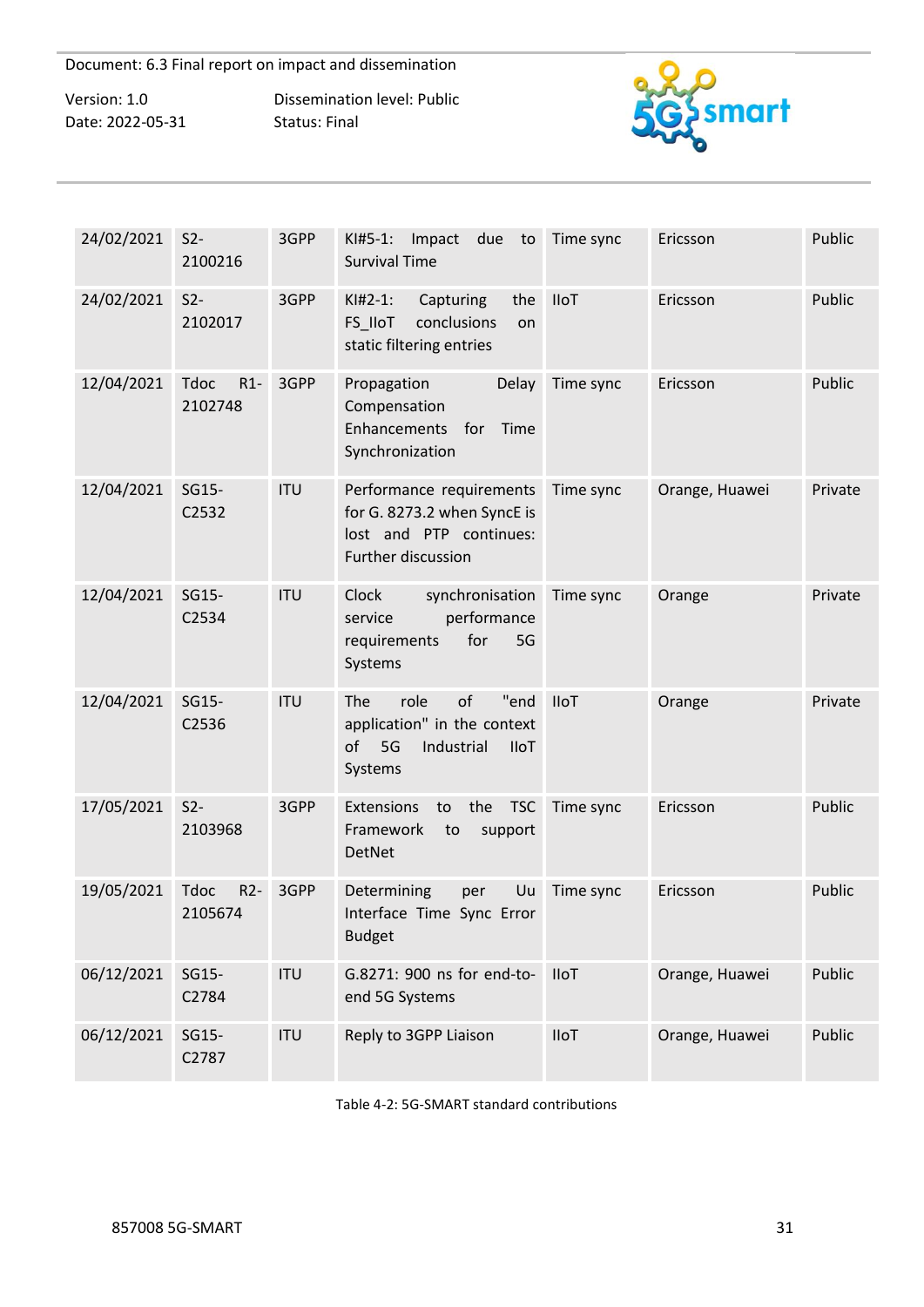| | | | | | | |
|---|---|---|---|---|---|---|
| 24/02/2021 | S2-2100216 | 3GPP | KI#5-1: Impact due to Survival Time | Time sync | Ericsson | Public |
| 24/02/2021 | S2-2102017 | 3GPP | KI#2-1: Capturing the FS_IIoT conclusions on static filtering entries | IIoT | Ericsson | Public |
| 12/04/2021 | Tdoc R1-2102748 | 3GPP | Propagation Delay Compensation Enhancements for Time Synchronization | Time sync | Ericsson | Public |
| 12/04/2021 | SG15-C2532 | ITU | Performance requirements for G. 8273.2 when SyncE is lost and PTP continues: Further discussion | Time sync | Orange, Huawei | Private |
| 12/04/2021 | SG15-C2534 | ITU | Clock synchronisation service performance requirements for 5G Systems | Time sync | Orange | Private |
| 12/04/2021 | SG15-C2536 | ITU | The role of "end application" in the context of 5G Industrial IIoT Systems | IIoT | Orange | Private |
| 17/05/2021 | S2-2103968 | 3GPP | Extensions to the TSC Framework to support DetNet | Time sync | Ericsson | Public |
| 19/05/2021 | Tdoc R2-2105674 | 3GPP | Determining per Uu Interface Time Sync Error Budget | Time sync | Ericsson | Public |
| 06/12/2021 | SG15-C2784 | ITU | G.8271: 900 ns for end-to-end 5G Systems | IIoT | Orange, Huawei | Public |
| 06/12/2021 | SG15-C2787 | ITU | Reply to 3GPP Liaison | IIoT | Orange, Huawei | Public |

Table 4-2: 5G-SMART standard contributions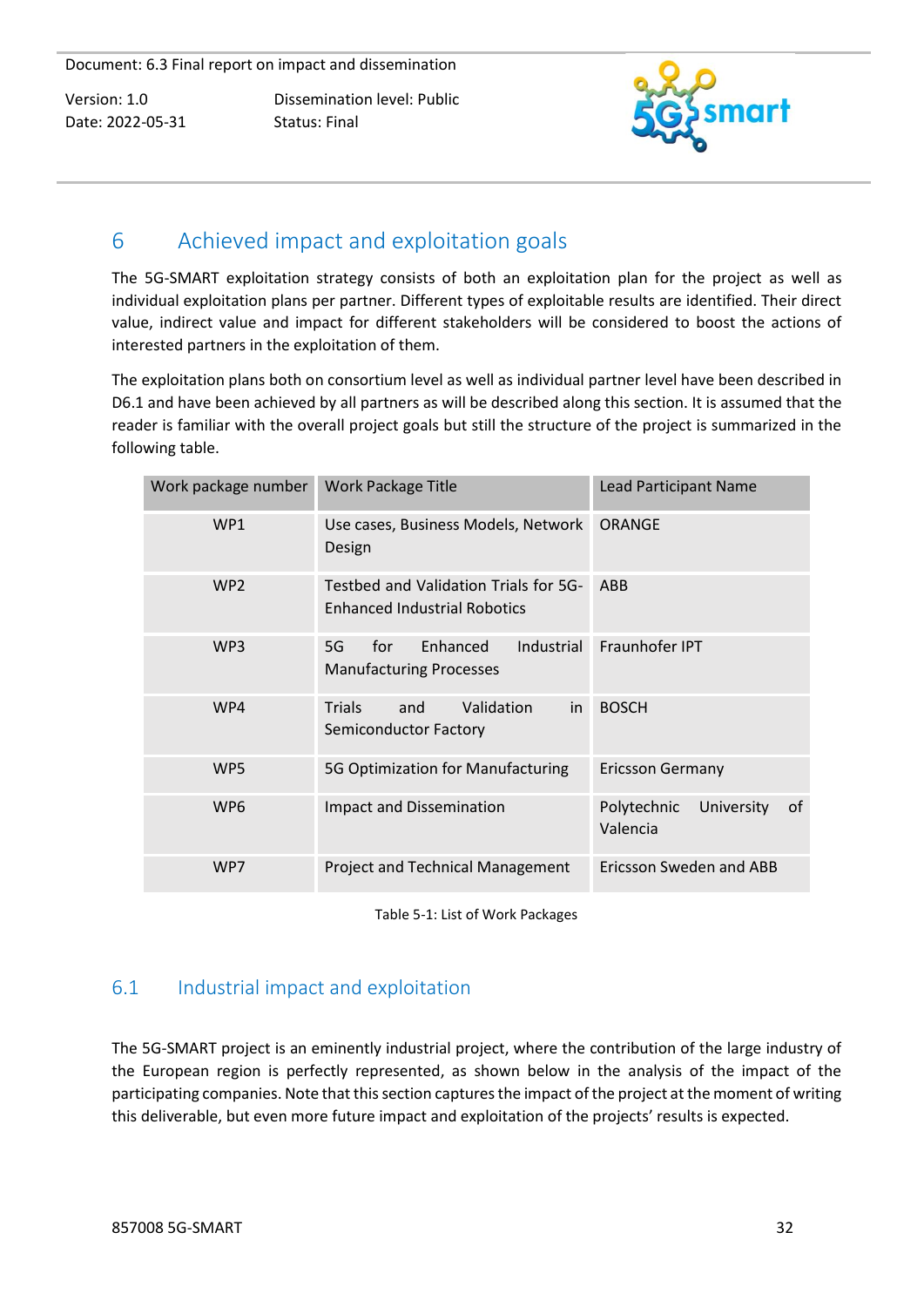# 6 Achieved impact and exploitation goals

The 5G-SMART exploitation strategy consists of both an exploitation plan for the project as well as individual exploitation plans per partner. Different types of exploitable results are identified. Their direct value, indirect value and impact for different stakeholders will be considered to boost the actions of interested partners in the exploitation of them.

The exploitation plans both on consortium level as well as individual partner level have been described in D6.1 and have been achieved by all partners as will be described along this section. It is assumed that the reader is familiar with the overall project goals but still the structure of the project is summarized in the following table.

| Work package number | Work Package Title | Lead Participant Name |
|---|---|---|
| WP1 | Use cases, Business Models, Network Design | ORANGE |
| WP2 | Testbed and Validation Trials for 5G-Enhanced Industrial Robotics | ABB |
| WP3 | 5G for Enhanced Industrial Manufacturing Processes | Fraunhofer IPT |
| WP4 | Trials and Validation in Semiconductor Factory | BOSCH |
| WP5 | 5G Optimization for Manufacturing | Ericsson Germany |
| WP6 | Impact and Dissemination | Polytechnic University of Valencia |
| WP7 | Project and Technical Management | Ericsson Sweden and ABB |

Table 5-1: List of Work Packages

## 6.1 Industrial impact and exploitation

The 5G-SMART project is an eminently industrial project, where the contribution of the large industry of the European region is perfectly represented, as shown below in the analysis of the impact of the participating companies. Note that this section captures the impact of the project at the moment of writing this deliverable, but even more future impact and exploitation of the projects' results is expected.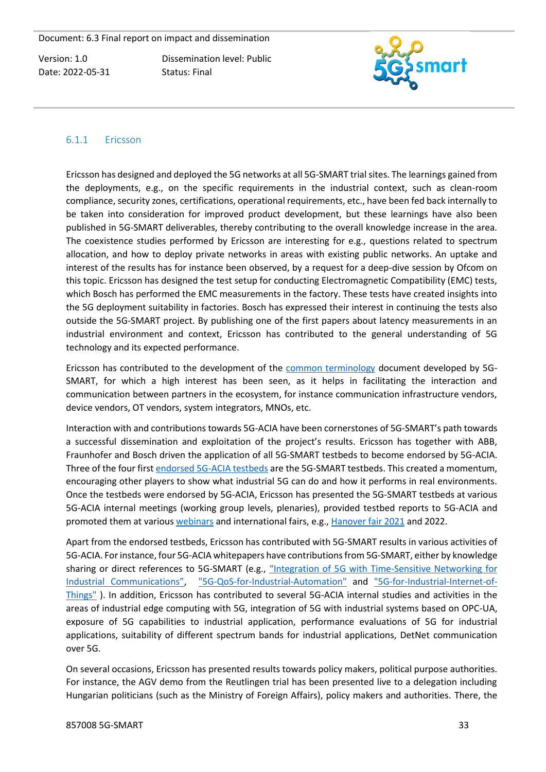### 6.1.1 Ericsson

Ericsson has designed and deployed the 5G networks at all 5G-SMART trial sites. The learnings gained from the deployments, e.g., on the specific requirements in the industrial context, such as clean-room compliance, security zones, certifications, operational requirements, etc., have been fed back internally to be taken into consideration for improved product development, but these learnings have also been published in 5G-SMART deliverables, thereby contributing to the overall knowledge increase in the area. The coexistence studies performed by Ericsson are interesting for e.g., questions related to spectrum allocation, and how to deploy private networks in areas with existing public networks. An uptake and interest of the results has for instance been observed, by a request for a deep-dive session by Ofcom on this topic. Ericsson has designed the test setup for conducting Electromagnetic Compatibility (EMC) tests, which Bosch has performed the EMC measurements in the factory. These tests have created insights into the 5G deployment suitability in factories. Bosch has expressed their interest in continuing the tests also outside the 5G-SMART project. By publishing one of the first papers about latency measurements in an industrial environment and context, Ericsson has contributed to the general understanding of 5G technology and its expected performance.

Ericsson has contributed to the development of the common terminology document developed by 5G-SMART, for which a high interest has been seen, as it helps in facilitating the interaction and communication between partners in the ecosystem, for instance communication infrastructure vendors, device vendors, OT vendors, system integrators, MNOs, etc.

Interaction with and contributions towards 5G-ACIA have been cornerstones of 5G-SMART's path towards a successful dissemination and exploitation of the project's results. Ericsson has together with ABB, Fraunhofer and Bosch driven the application of all 5G-SMART testbeds to become endorsed by 5G-ACIA. Three of the four first endorsed 5G-ACIA testbeds are the 5G-SMART testbeds. This created a momentum, encouraging other players to show what industrial 5G can do and how it performs in real environments. Once the testbeds were endorsed by 5G-ACIA, Ericsson has presented the 5G-SMART testbeds at various 5G-ACIA internal meetings (working group levels, plenaries), provided testbed reports to 5G-ACIA and promoted them at various webinars and international fairs, e.g., Hanover fair 2021 and 2022.

Apart from the endorsed testbeds, Ericsson has contributed with 5G-SMART results in various activities of 5G-ACIA. For instance, four 5G-ACIA whitepapers have contributions from 5G-SMART, either by knowledge sharing or direct references to 5G-SMART (e.g., "Integration of 5G with Time-Sensitive Networking for Industrial Communications", "5G-QoS-for-Industrial-Automation" and "5G-for-Industrial-Internet-of-Things" ). In addition, Ericsson has contributed to several 5G-ACIA internal studies and activities in the areas of industrial edge computing with 5G, integration of 5G with industrial systems based on OPC-UA, exposure of 5G capabilities to industrial application, performance evaluations of 5G for industrial applications, suitability of different spectrum bands for industrial applications, DetNet communication over 5G.

On several occasions, Ericsson has presented results towards policy makers, political purpose authorities. For instance, the AGV demo from the Reutlingen trial has been presented live to a delegation including Hungarian politicians (such as the Ministry of Foreign Affairs), policy makers and authorities. There, the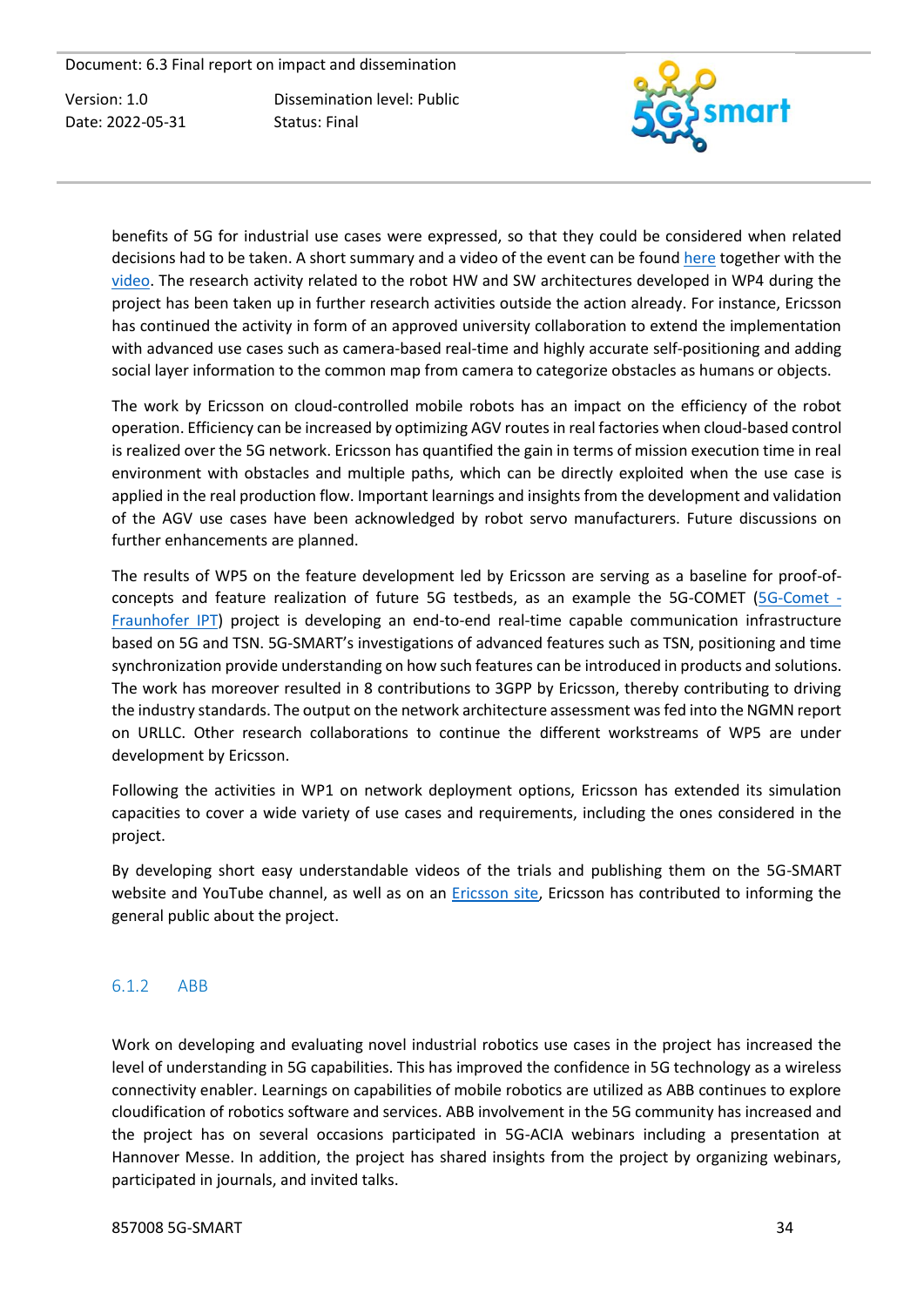benefits of 5G for industrial use cases were expressed, so that they could be considered when related decisions had to be taken. A short summary and a video of the event can be found here together with the video. The research activity related to the robot HW and SW architectures developed in WP4 during the project has been taken up in further research activities outside the action already. For instance, Ericsson has continued the activity in form of an approved university collaboration to extend the implementation with advanced use cases such as camera-based real-time and highly accurate self-positioning and adding social layer information to the common map from camera to categorize obstacles as humans or objects.

The work by Ericsson on cloud-controlled mobile robots has an impact on the efficiency of the robot operation. Efficiency can be increased by optimizing AGV routes in real factories when cloud-based control is realized over the 5G network. Ericsson has quantified the gain in terms of mission execution time in real environment with obstacles and multiple paths, which can be directly exploited when the use case is applied in the real production flow. Important learnings and insights from the development and validation of the AGV use cases have been acknowledged by robot servo manufacturers. Future discussions on further enhancements are planned.

The results of WP5 on the feature development led by Ericsson are serving as a baseline for proof-of-concepts and feature realization of future 5G testbeds, as an example the 5G-COMET (5G-Comet - Fraunhofer IPT) project is developing an end-to-end real-time capable communication infrastructure based on 5G and TSN. 5G-SMART's investigations of advanced features such as TSN, positioning and time synchronization provide understanding on how such features can be introduced in products and solutions. The work has moreover resulted in 8 contributions to 3GPP by Ericsson, thereby contributing to driving the industry standards. The output on the network architecture assessment was fed into the NGMN report on URLLC. Other research collaborations to continue the different workstreams of WP5 are under development by Ericsson.

Following the activities in WP1 on network deployment options, Ericsson has extended its simulation capacities to cover a wide variety of use cases and requirements, including the ones considered in the project.

By developing short easy understandable videos of the trials and publishing them on the 5G-SMART website and YouTube channel, as well as on an Ericsson site, Ericsson has contributed to informing the general public about the project.

### 6.1.2 ABB

Work on developing and evaluating novel industrial robotics use cases in the project has increased the level of understanding in 5G capabilities. This has improved the confidence in 5G technology as a wireless connectivity enabler. Learnings on capabilities of mobile robotics are utilized as ABB continues to explore cloudification of robotics software and services. ABB involvement in the 5G community has increased and the project has on several occasions participated in 5G-ACIA webinars including a presentation at Hannover Messe. In addition, the project has shared insights from the project by organizing webinars, participated in journals, and invited talks.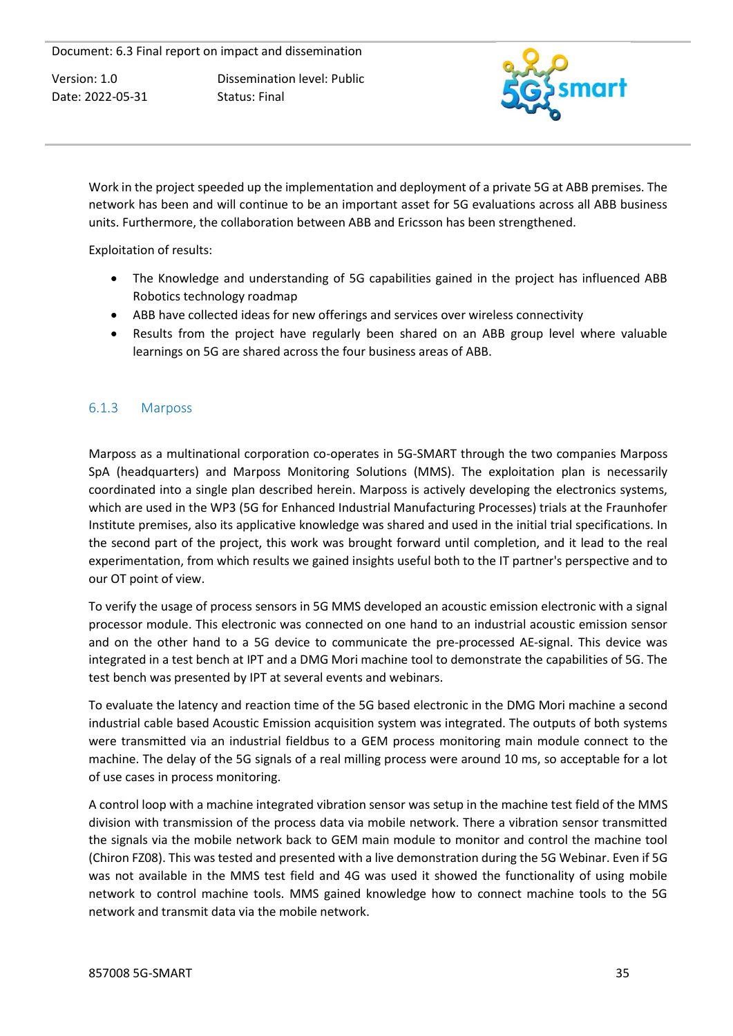Work in the project speeded up the implementation and deployment of a private 5G at ABB premises. The network has been and will continue to be an important asset for 5G evaluations across all ABB business units. Furthermore, the collaboration between ABB and Ericsson has been strengthened.

Exploitation of results:

- The Knowledge and understanding of 5G capabilities gained in the project has influenced ABB Robotics technology roadmap
- ABB have collected ideas for new offerings and services over wireless connectivity
- Results from the project have regularly been shared on an ABB group level where valuable learnings on 5G are shared across the four business areas of ABB.

### 6.1.3 Marposs

Marposs as a multinational corporation co-operates in 5G-SMART through the two companies Marposs SpA (headquarters) and Marposs Monitoring Solutions (MMS). The exploitation plan is necessarily coordinated into a single plan described herein. Marposs is actively developing the electronics systems, which are used in the WP3 (5G for Enhanced Industrial Manufacturing Processes) trials at the Fraunhofer Institute premises, also its applicative knowledge was shared and used in the initial trial specifications. In the second part of the project, this work was brought forward until completion, and it lead to the real experimentation, from which results we gained insights useful both to the IT partner's perspective and to our OT point of view.

To verify the usage of process sensors in 5G MMS developed an acoustic emission electronic with a signal processor module. This electronic was connected on one hand to an industrial acoustic emission sensor and on the other hand to a 5G device to communicate the pre-processed AE-signal. This device was integrated in a test bench at IPT and a DMG Mori machine tool to demonstrate the capabilities of 5G. The test bench was presented by IPT at several events and webinars.

To evaluate the latency and reaction time of the 5G based electronic in the DMG Mori machine a second industrial cable based Acoustic Emission acquisition system was integrated. The outputs of both systems were transmitted via an industrial fieldbus to a GEM process monitoring main module connect to the machine. The delay of the 5G signals of a real milling process were around 10 ms, so acceptable for a lot of use cases in process monitoring.

A control loop with a machine integrated vibration sensor was setup in the machine test field of the MMS division with transmission of the process data via mobile network. There a vibration sensor transmitted the signals via the mobile network back to GEM main module to monitor and control the machine tool (Chiron FZ08). This was tested and presented with a live demonstration during the 5G Webinar. Even if 5G was not available in the MMS test field and 4G was used it showed the functionality of using mobile network to control machine tools. MMS gained knowledge how to connect machine tools to the 5G network and transmit data via the mobile network.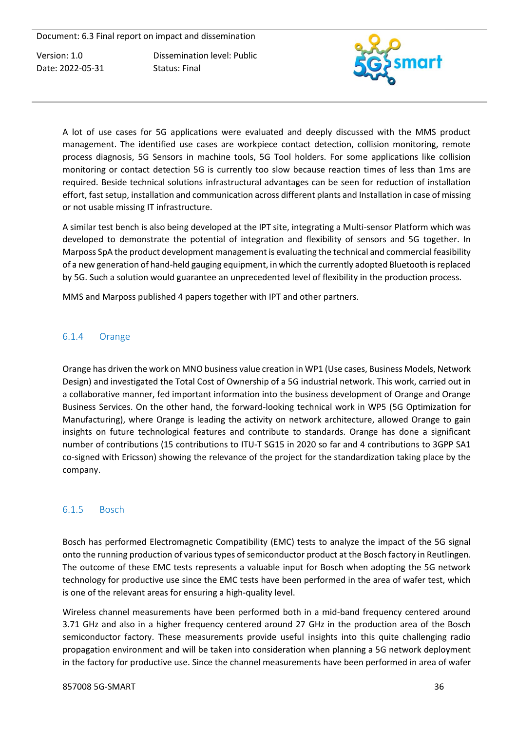A lot of use cases for 5G applications were evaluated and deeply discussed with the MMS product management. The identified use cases are workpiece contact detection, collision monitoring, remote process diagnosis, 5G Sensors in machine tools, 5G Tool holders. For some applications like collision monitoring or contact detection 5G is currently too slow because reaction times of less than 1ms are required. Beside technical solutions infrastructural advantages can be seen for reduction of installation effort, fast setup, installation and communication across different plants and Installation in case of missing or not usable missing IT infrastructure.

A similar test bench is also being developed at the IPT site, integrating a Multi-sensor Platform which was developed to demonstrate the potential of integration and flexibility of sensors and 5G together. In Marposs SpA the product development management is evaluating the technical and commercial feasibility of a new generation of hand-held gauging equipment, in which the currently adopted Bluetooth is replaced by 5G. Such a solution would guarantee an unprecedented level of flexibility in the production process.

MMS and Marposs published 4 papers together with IPT and other partners.

### 6.1.4 Orange

Orange has driven the work on MNO business value creation in WP1 (Use cases, Business Models, Network Design) and investigated the Total Cost of Ownership of a 5G industrial network. This work, carried out in a collaborative manner, fed important information into the business development of Orange and Orange Business Services. On the other hand, the forward-looking technical work in WP5 (5G Optimization for Manufacturing), where Orange is leading the activity on network architecture, allowed Orange to gain insights on future technological features and contribute to standards. Orange has done a significant number of contributions (15 contributions to ITU-T SG15 in 2020 so far and 4 contributions to 3GPP SA1 co-signed with Ericsson) showing the relevance of the project for the standardization taking place by the company.

### 6.1.5 Bosch

Bosch has performed Electromagnetic Compatibility (EMC) tests to analyze the impact of the 5G signal onto the running production of various types of semiconductor product at the Bosch factory in Reutlingen. The outcome of these EMC tests represents a valuable input for Bosch when adopting the 5G network technology for productive use since the EMC tests have been performed in the area of wafer test, which is one of the relevant areas for ensuring a high-quality level.

Wireless channel measurements have been performed both in a mid-band frequency centered around 3.71 GHz and also in a higher frequency centered around 27 GHz in the production area of the Bosch semiconductor factory. These measurements provide useful insights into this quite challenging radio propagation environment and will be taken into consideration when planning a 5G network deployment in the factory for productive use. Since the channel measurements have been performed in area of wafer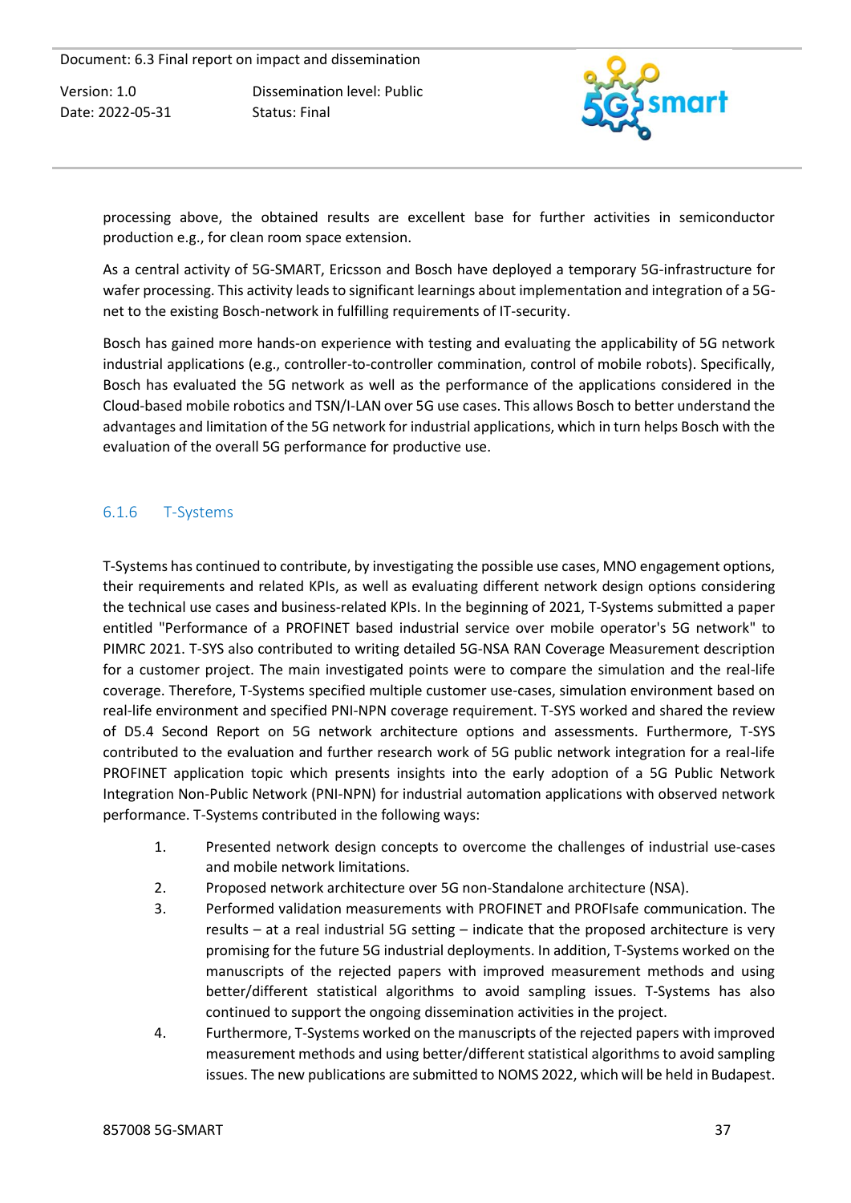processing above, the obtained results are excellent base for further activities in semiconductor production e.g., for clean room space extension.

As a central activity of 5G-SMART, Ericsson and Bosch have deployed a temporary 5G-infrastructure for wafer processing. This activity leads to significant learnings about implementation and integration of a 5G-net to the existing Bosch-network in fulfilling requirements of IT-security.

Bosch has gained more hands-on experience with testing and evaluating the applicability of 5G network industrial applications (e.g., controller-to-controller commination, control of mobile robots). Specifically, Bosch has evaluated the 5G network as well as the performance of the applications considered in the Cloud-based mobile robotics and TSN/I-LAN over 5G use cases. This allows Bosch to better understand the advantages and limitation of the 5G network for industrial applications, which in turn helps Bosch with the evaluation of the overall 5G performance for productive use.

### 6.1.6 T-Systems

T-Systems has continued to contribute, by investigating the possible use cases, MNO engagement options, their requirements and related KPIs, as well as evaluating different network design options considering the technical use cases and business-related KPIs. In the beginning of 2021, T-Systems submitted a paper entitled "Performance of a PROFINET based industrial service over mobile operator's 5G network" to PIMRC 2021. T-SYS also contributed to writing detailed 5G-NSA RAN Coverage Measurement description for a customer project. The main investigated points were to compare the simulation and the real-life coverage. Therefore, T-Systems specified multiple customer use-cases, simulation environment based on real-life environment and specified PNI-NPN coverage requirement. T-SYS worked and shared the review of D5.4 Second Report on 5G network architecture options and assessments. Furthermore, T-SYS contributed to the evaluation and further research work of 5G public network integration for a real-life PROFINET application topic which presents insights into the early adoption of a 5G Public Network Integration Non-Public Network (PNI-NPN) for industrial automation applications with observed network performance. T-Systems contributed in the following ways:

1. Presented network design concepts to overcome the challenges of industrial use-cases and mobile network limitations.
2. Proposed network architecture over 5G non-Standalone architecture (NSA).
3. Performed validation measurements with PROFINET and PROFIsafe communication. The results – at a real industrial 5G setting – indicate that the proposed architecture is very promising for the future 5G industrial deployments. In addition, T-Systems worked on the manuscripts of the rejected papers with improved measurement methods and using better/different statistical algorithms to avoid sampling issues. T-Systems has also continued to support the ongoing dissemination activities in the project.
4. Furthermore, T-Systems worked on the manuscripts of the rejected papers with improved measurement methods and using better/different statistical algorithms to avoid sampling issues. The new publications are submitted to NOMS 2022, which will be held in Budapest.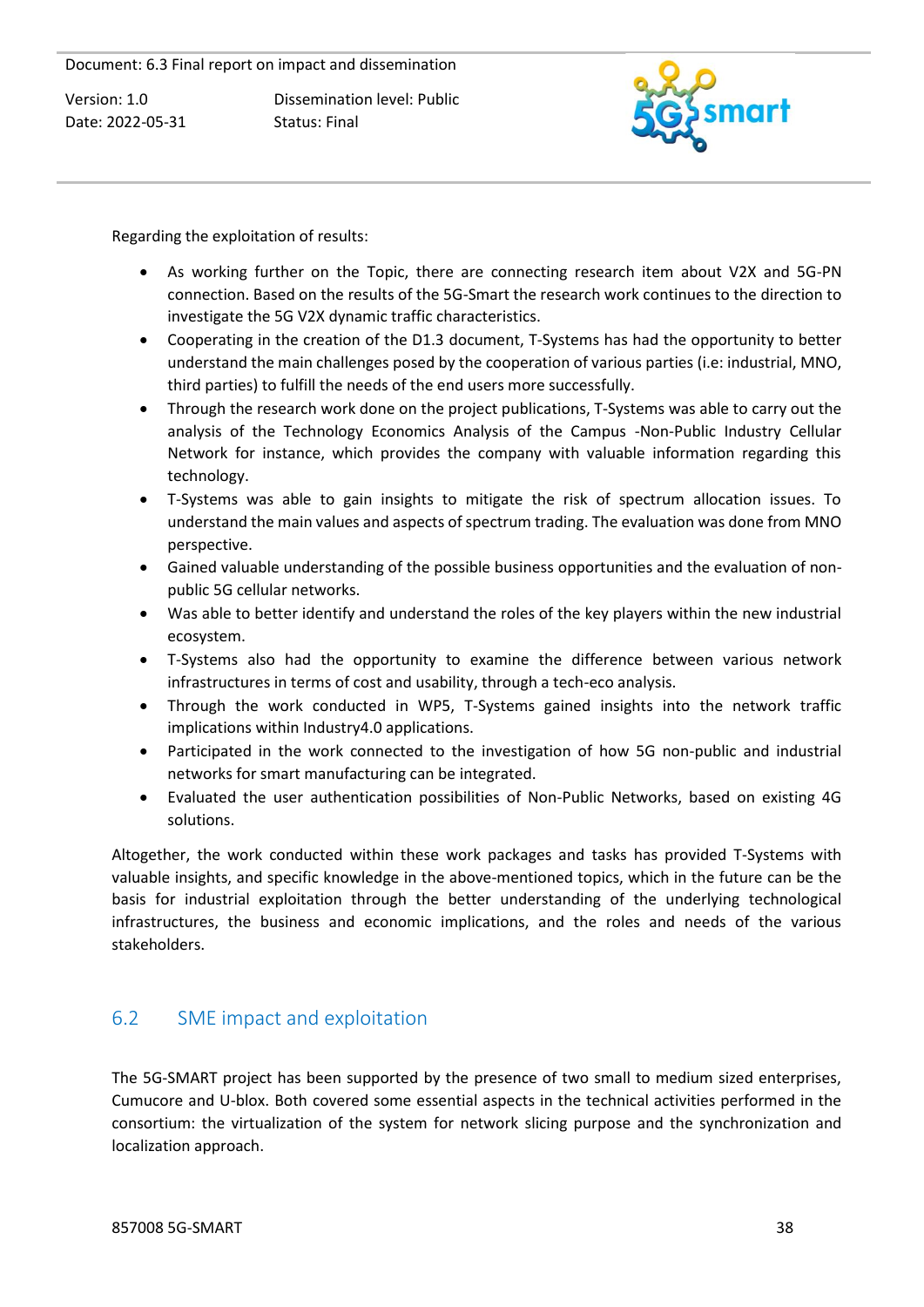Regarding the exploitation of results:

- As working further on the Topic, there are connecting research item about V2X and 5G-PN connection. Based on the results of the 5G-Smart the research work continues to the direction to investigate the 5G V2X dynamic traffic characteristics.
- Cooperating in the creation of the D1.3 document, T-Systems has had the opportunity to better understand the main challenges posed by the cooperation of various parties (i.e: industrial, MNO, third parties) to fulfill the needs of the end users more successfully.
- Through the research work done on the project publications, T-Systems was able to carry out the analysis of the Technology Economics Analysis of the Campus -Non-Public Industry Cellular Network for instance, which provides the company with valuable information regarding this technology.
- T-Systems was able to gain insights to mitigate the risk of spectrum allocation issues. To understand the main values and aspects of spectrum trading. The evaluation was done from MNO perspective.
- Gained valuable understanding of the possible business opportunities and the evaluation of non-public 5G cellular networks.
- Was able to better identify and understand the roles of the key players within the new industrial ecosystem.
- T-Systems also had the opportunity to examine the difference between various network infrastructures in terms of cost and usability, through a tech-eco analysis.
- Through the work conducted in WP5, T-Systems gained insights into the network traffic implications within Industry4.0 applications.
- Participated in the work connected to the investigation of how 5G non-public and industrial networks for smart manufacturing can be integrated.
- Evaluated the user authentication possibilities of Non-Public Networks, based on existing 4G solutions.

Altogether, the work conducted within these work packages and tasks has provided T-Systems with valuable insights, and specific knowledge in the above-mentioned topics, which in the future can be the basis for industrial exploitation through the better understanding of the underlying technological infrastructures, the business and economic implications, and the roles and needs of the various stakeholders.

## 6.2 SME impact and exploitation

The 5G-SMART project has been supported by the presence of two small to medium sized enterprises, Cumucore and U-blox. Both covered some essential aspects in the technical activities performed in the consortium: the virtualization of the system for network slicing purpose and the synchronization and localization approach.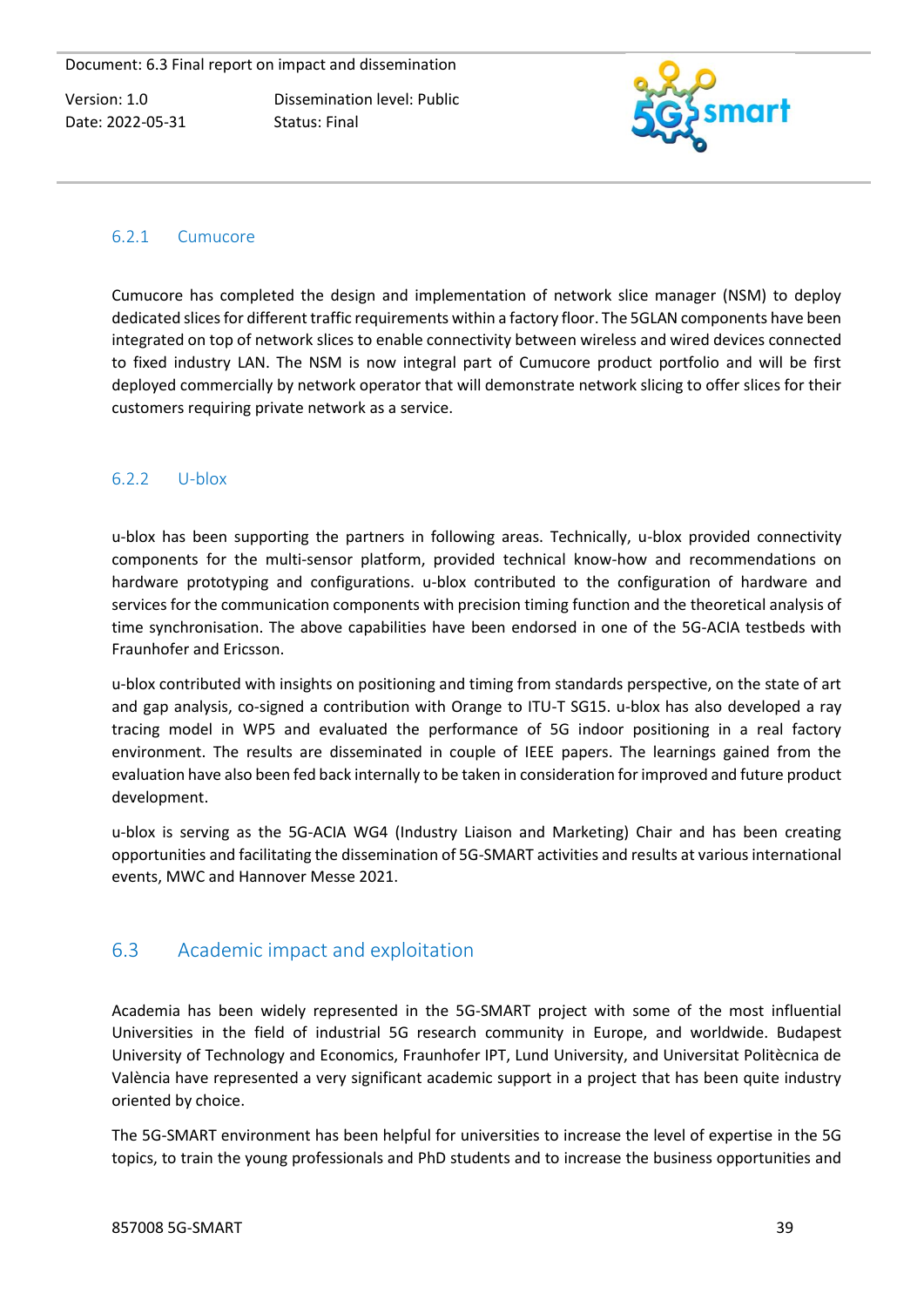### 6.2.1 Cumucore

Cumucore has completed the design and implementation of network slice manager (NSM) to deploy dedicated slices for different traffic requirements within a factory floor. The 5GLAN components have been integrated on top of network slices to enable connectivity between wireless and wired devices connected to fixed industry LAN. The NSM is now integral part of Cumucore product portfolio and will be first deployed commercially by network operator that will demonstrate network slicing to offer slices for their customers requiring private network as a service.

### 6.2.2 U-blox

u-blox has been supporting the partners in following areas. Technically, u-blox provided connectivity components for the multi-sensor platform, provided technical know-how and recommendations on hardware prototyping and configurations. u-blox contributed to the configuration of hardware and services for the communication components with precision timing function and the theoretical analysis of time synchronisation. The above capabilities have been endorsed in one of the 5G-ACIA testbeds with Fraunhofer and Ericsson.

u-blox contributed with insights on positioning and timing from standards perspective, on the state of art and gap analysis, co-signed a contribution with Orange to ITU-T SG15. u-blox has also developed a ray tracing model in WP5 and evaluated the performance of 5G indoor positioning in a real factory environment. The results are disseminated in couple of IEEE papers. The learnings gained from the evaluation have also been fed back internally to be taken in consideration for improved and future product development.

u-blox is serving as the 5G-ACIA WG4 (Industry Liaison and Marketing) Chair and has been creating opportunities and facilitating the dissemination of 5G-SMART activities and results at various international events, MWC and Hannover Messe 2021.

## 6.3 Academic impact and exploitation

Academia has been widely represented in the 5G-SMART project with some of the most influential Universities in the field of industrial 5G research community in Europe, and worldwide. Budapest University of Technology and Economics, Fraunhofer IPT, Lund University, and Universitat Politècnica de València have represented a very significant academic support in a project that has been quite industry oriented by choice.

The 5G-SMART environment has been helpful for universities to increase the level of expertise in the 5G topics, to train the young professionals and PhD students and to increase the business opportunities and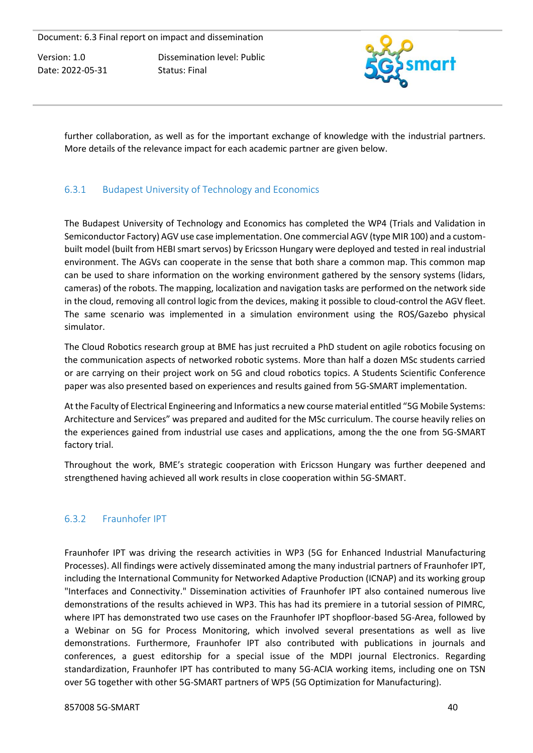further collaboration, as well as for the important exchange of knowledge with the industrial partners. More details of the relevance impact for each academic partner are given below.

### 6.3.1 Budapest University of Technology and Economics

The Budapest University of Technology and Economics has completed the WP4 (Trials and Validation in Semiconductor Factory) AGV use case implementation. One commercial AGV (type MIR 100) and a custom-built model (built from HEBI smart servos) by Ericsson Hungary were deployed and tested in real industrial environment. The AGVs can cooperate in the sense that both share a common map. This common map can be used to share information on the working environment gathered by the sensory systems (lidars, cameras) of the robots. The mapping, localization and navigation tasks are performed on the network side in the cloud, removing all control logic from the devices, making it possible to cloud-control the AGV fleet. The same scenario was implemented in a simulation environment using the ROS/Gazebo physical simulator.

The Cloud Robotics research group at BME has just recruited a PhD student on agile robotics focusing on the communication aspects of networked robotic systems. More than half a dozen MSc students carried or are carrying on their project work on 5G and cloud robotics topics. A Students Scientific Conference paper was also presented based on experiences and results gained from 5G-SMART implementation.

At the Faculty of Electrical Engineering and Informatics a new course material entitled "5G Mobile Systems: Architecture and Services" was prepared and audited for the MSc curriculum. The course heavily relies on the experiences gained from industrial use cases and applications, among the the one from 5G-SMART factory trial.

Throughout the work, BME's strategic cooperation with Ericsson Hungary was further deepened and strengthened having achieved all work results in close cooperation within 5G-SMART.

### 6.3.2 Fraunhofer IPT

Fraunhofer IPT was driving the research activities in WP3 (5G for Enhanced Industrial Manufacturing Processes). All findings were actively disseminated among the many industrial partners of Fraunhofer IPT, including the International Community for Networked Adaptive Production (ICNAP) and its working group "Interfaces and Connectivity." Dissemination activities of Fraunhofer IPT also contained numerous live demonstrations of the results achieved in WP3. This has had its premiere in a tutorial session of PIMRC, where IPT has demonstrated two use cases on the Fraunhofer IPT shopfloor-based 5G-Area, followed by a Webinar on 5G for Process Monitoring, which involved several presentations as well as live demonstrations. Furthermore, Fraunhofer IPT also contributed with publications in journals and conferences, a guest editorship for a special issue of the MDPI journal Electronics. Regarding standardization, Fraunhofer IPT has contributed to many 5G-ACIA working items, including one on TSN over 5G together with other 5G-SMART partners of WP5 (5G Optimization for Manufacturing).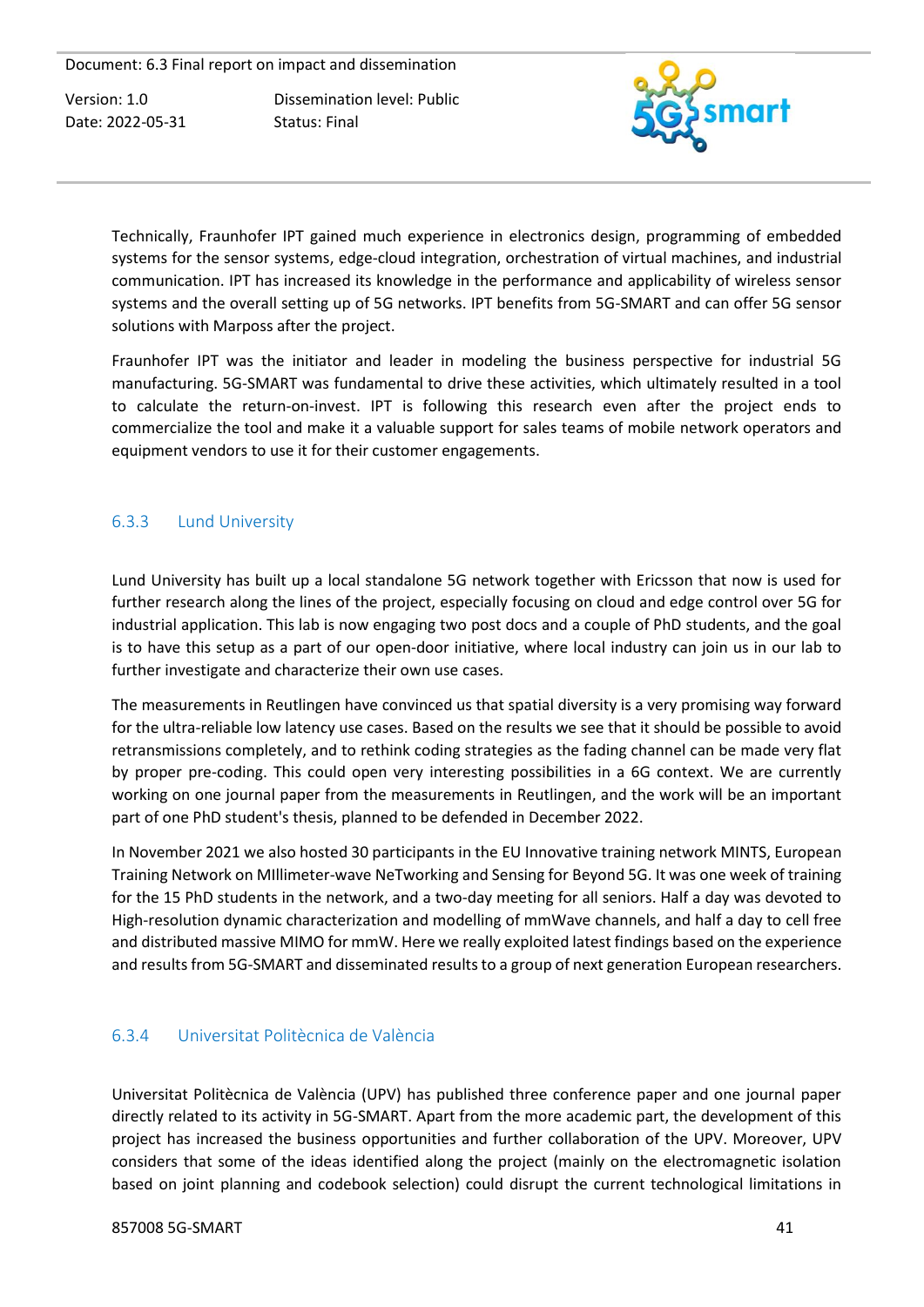Technically, Fraunhofer IPT gained much experience in electronics design, programming of embedded systems for the sensor systems, edge-cloud integration, orchestration of virtual machines, and industrial communication. IPT has increased its knowledge in the performance and applicability of wireless sensor systems and the overall setting up of 5G networks. IPT benefits from 5G-SMART and can offer 5G sensor solutions with Marposs after the project.

Fraunhofer IPT was the initiator and leader in modeling the business perspective for industrial 5G manufacturing. 5G-SMART was fundamental to drive these activities, which ultimately resulted in a tool to calculate the return-on-invest. IPT is following this research even after the project ends to commercialize the tool and make it a valuable support for sales teams of mobile network operators and equipment vendors to use it for their customer engagements.

### 6.3.3 Lund University

Lund University has built up a local standalone 5G network together with Ericsson that now is used for further research along the lines of the project, especially focusing on cloud and edge control over 5G for industrial application. This lab is now engaging two post docs and a couple of PhD students, and the goal is to have this setup as a part of our open-door initiative, where local industry can join us in our lab to further investigate and characterize their own use cases.

The measurements in Reutlingen have convinced us that spatial diversity is a very promising way forward for the ultra-reliable low latency use cases. Based on the results we see that it should be possible to avoid retransmissions completely, and to rethink coding strategies as the fading channel can be made very flat by proper pre-coding. This could open very interesting possibilities in a 6G context. We are currently working on one journal paper from the measurements in Reutlingen, and the work will be an important part of one PhD student's thesis, planned to be defended in December 2022.

In November 2021 we also hosted 30 participants in the EU Innovative training network MINTS, European Training Network on MIllimeter-wave NeTworking and Sensing for Beyond 5G. It was one week of training for the 15 PhD students in the network, and a two-day meeting for all seniors. Half a day was devoted to High-resolution dynamic characterization and modelling of mmWave channels, and half a day to cell free and distributed massive MIMO for mmW. Here we really exploited latest findings based on the experience and results from 5G-SMART and disseminated results to a group of next generation European researchers.

### 6.3.4 Universitat Politècnica de València

Universitat Politècnica de València (UPV) has published three conference paper and one journal paper directly related to its activity in 5G-SMART. Apart from the more academic part, the development of this project has increased the business opportunities and further collaboration of the UPV. Moreover, UPV considers that some of the ideas identified along the project (mainly on the electromagnetic isolation based on joint planning and codebook selection) could disrupt the current technological limitations in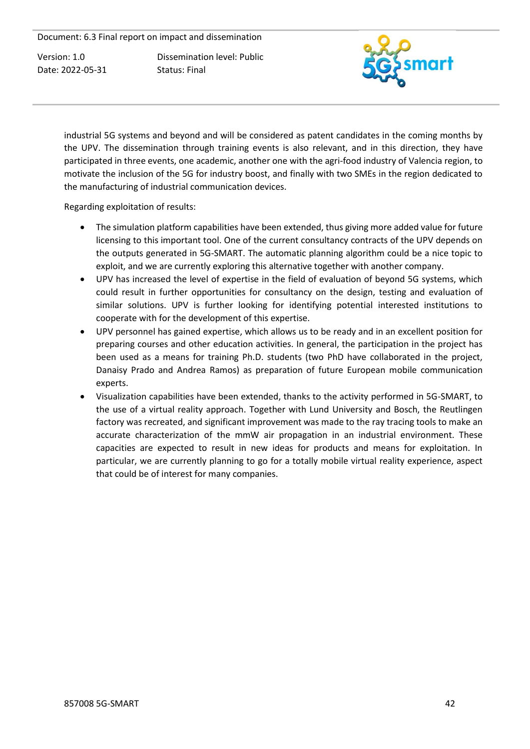industrial 5G systems and beyond and will be considered as patent candidates in the coming months by the UPV. The dissemination through training events is also relevant, and in this direction, they have participated in three events, one academic, another one with the agri-food industry of Valencia region, to motivate the inclusion of the 5G for industry boost, and finally with two SMEs in the region dedicated to the manufacturing of industrial communication devices.

Regarding exploitation of results:

- The simulation platform capabilities have been extended, thus giving more added value for future licensing to this important tool. One of the current consultancy contracts of the UPV depends on the outputs generated in 5G-SMART. The automatic planning algorithm could be a nice topic to exploit, and we are currently exploring this alternative together with another company.
- UPV has increased the level of expertise in the field of evaluation of beyond 5G systems, which could result in further opportunities for consultancy on the design, testing and evaluation of similar solutions. UPV is further looking for identifying potential interested institutions to cooperate with for the development of this expertise.
- UPV personnel has gained expertise, which allows us to be ready and in an excellent position for preparing courses and other education activities. In general, the participation in the project has been used as a means for training Ph.D. students (two PhD have collaborated in the project, Danaisy Prado and Andrea Ramos) as preparation of future European mobile communication experts.
- Visualization capabilities have been extended, thanks to the activity performed in 5G-SMART, to the use of a virtual reality approach. Together with Lund University and Bosch, the Reutlingen factory was recreated, and significant improvement was made to the ray tracing tools to make an accurate characterization of the mmW air propagation in an industrial environment. These capacities are expected to result in new ideas for products and means for exploitation. In particular, we are currently planning to go for a totally mobile virtual reality experience, aspect that could be of interest for many companies.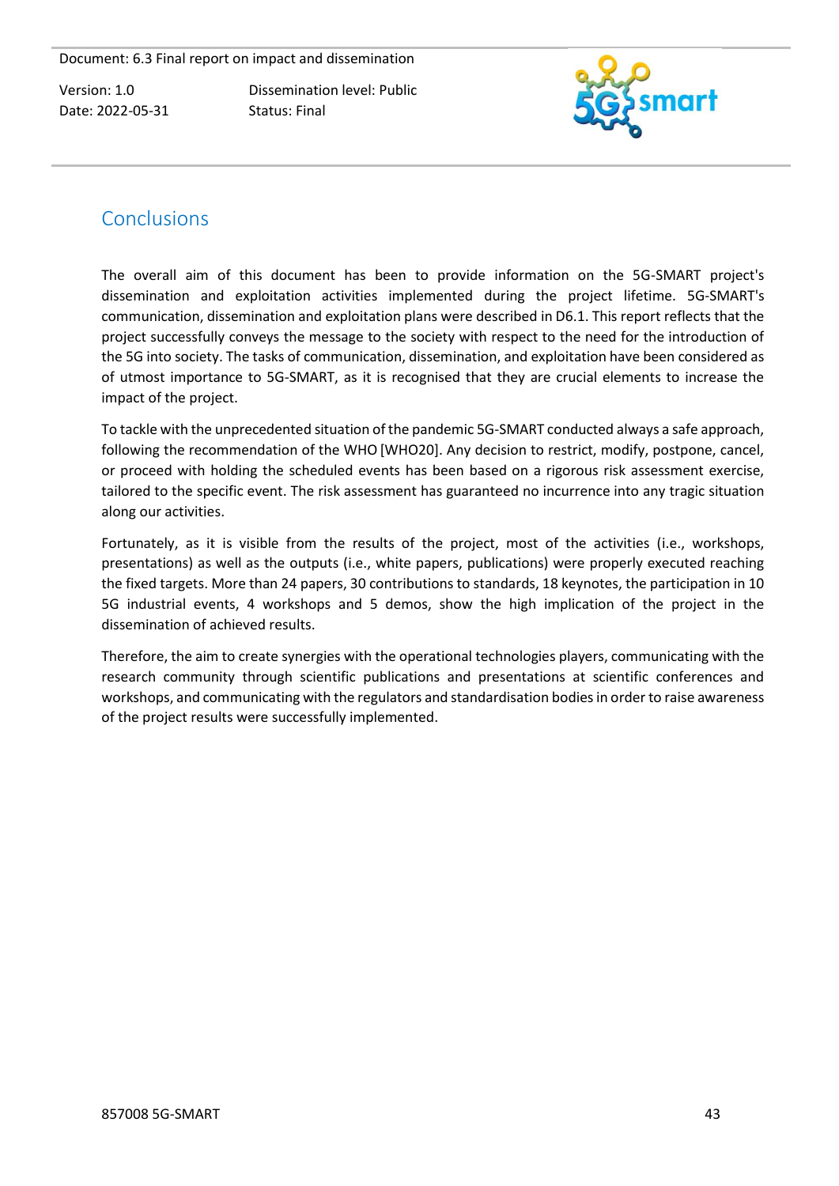# Conclusions

The overall aim of this document has been to provide information on the 5G-SMART project's dissemination and exploitation activities implemented during the project lifetime. 5G-SMART's communication, dissemination and exploitation plans were described in D6.1. This report reflects that the project successfully conveys the message to the society with respect to the need for the introduction of the 5G into society. The tasks of communication, dissemination, and exploitation have been considered as of utmost importance to 5G-SMART, as it is recognised that they are crucial elements to increase the impact of the project.

To tackle with the unprecedented situation of the pandemic 5G-SMART conducted always a safe approach, following the recommendation of the WHO [WHO20]. Any decision to restrict, modify, postpone, cancel, or proceed with holding the scheduled events has been based on a rigorous risk assessment exercise, tailored to the specific event. The risk assessment has guaranteed no incurrence into any tragic situation along our activities.

Fortunately, as it is visible from the results of the project, most of the activities (i.e., workshops, presentations) as well as the outputs (i.e., white papers, publications) were properly executed reaching the fixed targets. More than 24 papers, 30 contributions to standards, 18 keynotes, the participation in 10 5G industrial events, 4 workshops and 5 demos, show the high implication of the project in the dissemination of achieved results.

Therefore, the aim to create synergies with the operational technologies players, communicating with the research community through scientific publications and presentations at scientific conferences and workshops, and communicating with the regulators and standardisation bodies in order to raise awareness of the project results were successfully implemented.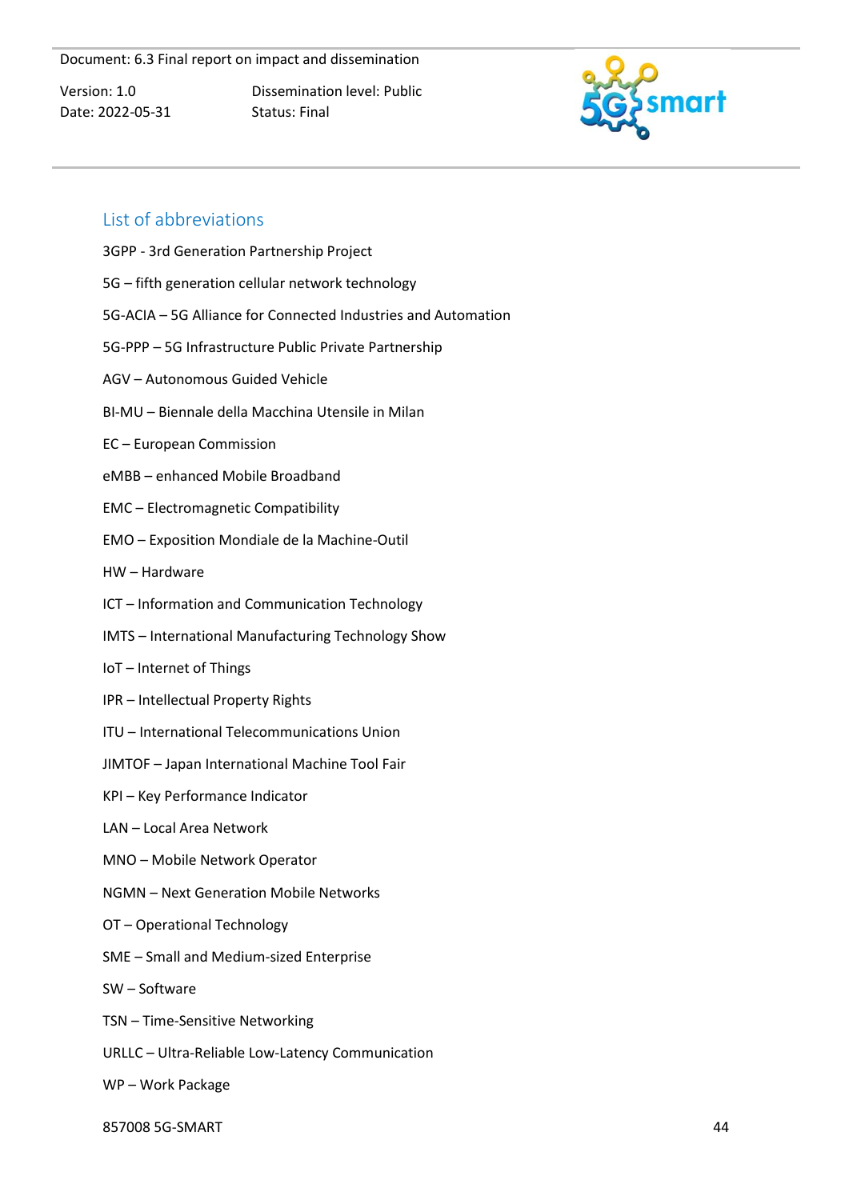## List of abbreviations

3GPP - 3rd Generation Partnership Project

5G – fifth generation cellular network technology

5G-ACIA – 5G Alliance for Connected Industries and Automation

5G-PPP – 5G Infrastructure Public Private Partnership

AGV – Autonomous Guided Vehicle

BI-MU – Biennale della Macchina Utensile in Milan

EC – European Commission

eMBB – enhanced Mobile Broadband

EMC – Electromagnetic Compatibility

EMO – Exposition Mondiale de la Machine-Outil

HW – Hardware

ICT – Information and Communication Technology

IMTS – International Manufacturing Technology Show

IoT – Internet of Things

IPR – Intellectual Property Rights

ITU – International Telecommunications Union

JIMTOF – Japan International Machine Tool Fair

KPI – Key Performance Indicator

LAN – Local Area Network

MNO – Mobile Network Operator

NGMN – Next Generation Mobile Networks

OT – Operational Technology

SME – Small and Medium-sized Enterprise

SW – Software

TSN – Time-Sensitive Networking

URLLC – Ultra-Reliable Low-Latency Communication

WP – Work Package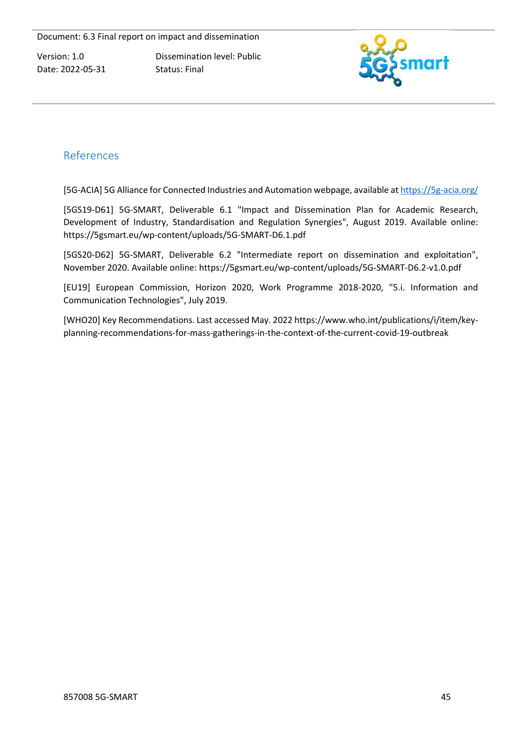## References

[5G-ACIA] 5G Alliance for Connected Industries and Automation webpage, available at https://5g-acia.org/

[5GS19-D61] 5G-SMART, Deliverable 6.1 "Impact and Dissemination Plan for Academic Research, Development of Industry, Standardisation and Regulation Synergies", August 2019. Available online: https://5gsmart.eu/wp-content/uploads/5G-SMART-D6.1.pdf

[5GS20-D62] 5G-SMART, Deliverable 6.2 "Intermediate report on dissemination and exploitation", November 2020. Available online: https://5gsmart.eu/wp-content/uploads/5G-SMART-D6.2-v1.0.pdf

[EU19] European Commission, Horizon 2020, Work Programme 2018-2020, "5.i. Information and Communication Technologies", July 2019.

[WHO20] Key Recommendations. Last accessed May. 2022 https://www.who.int/publications/i/item/key-planning-recommendations-for-mass-gatherings-in-the-context-of-the-current-covid-19-outbreak